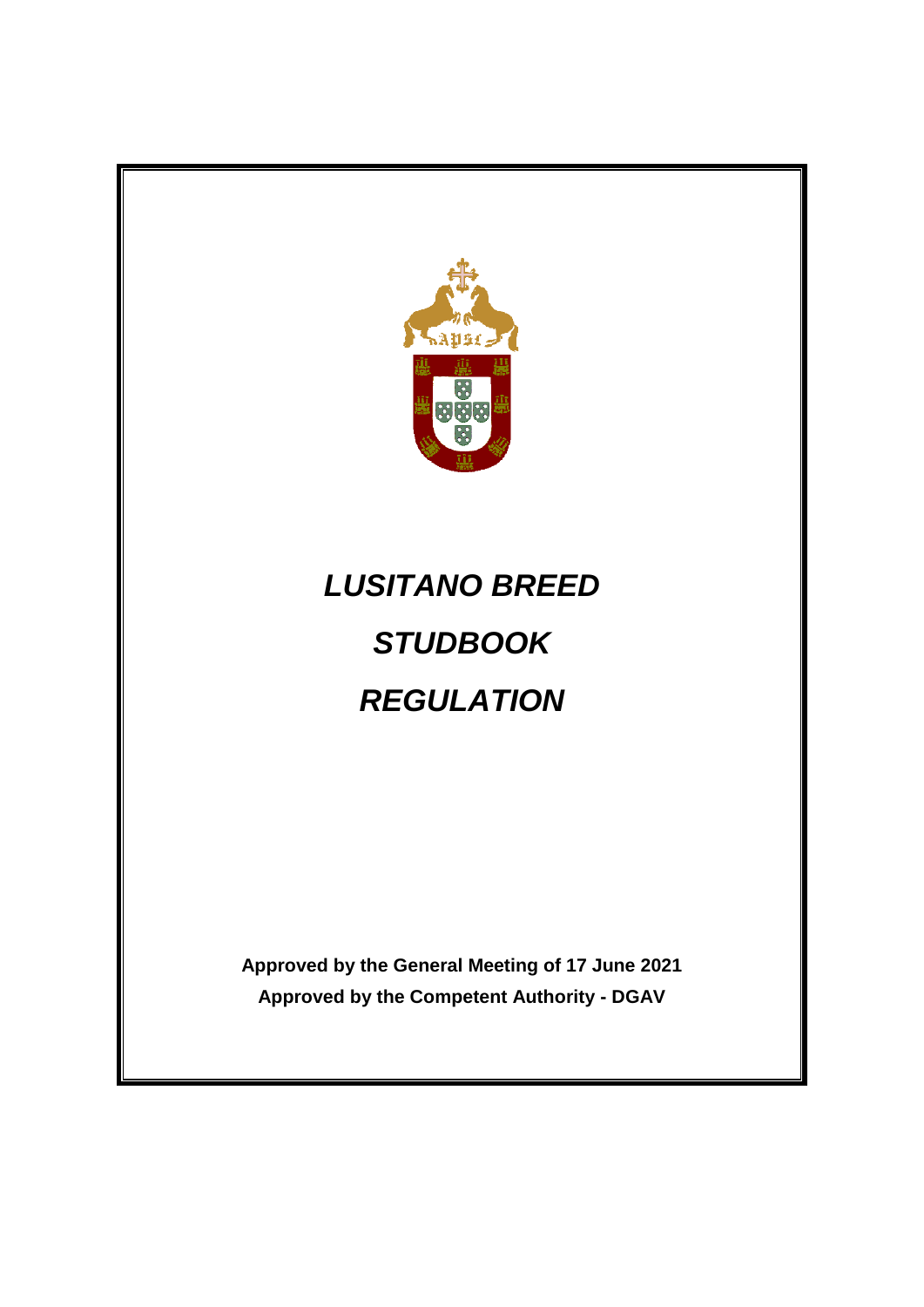# *LUSITANO BREED*

# *STUDBOOK*

# *REGULATION*

**Approved by the General Meeting of 17 June 2021**

**Approved by the Competent Authority - DGAV**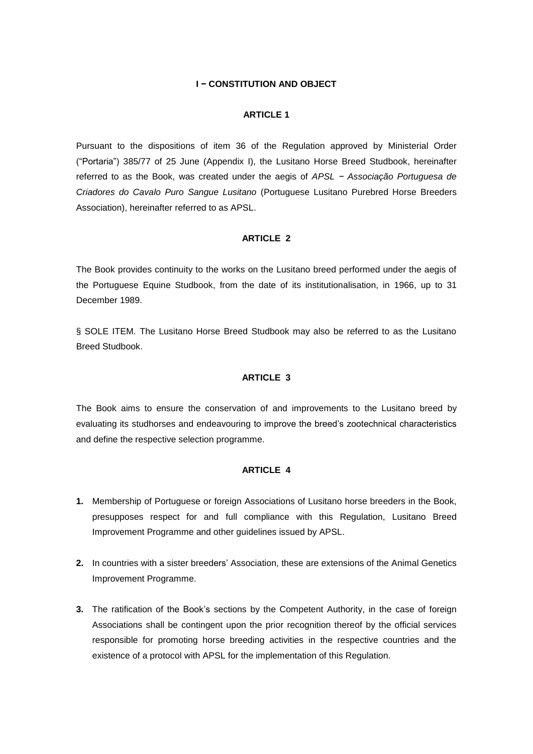## I − CONSTITUTION AND OBJECT

### ARTICLE 1

Pursuant to the dispositions of item 36 of the Regulation approved by Ministerial Order ("Portaria") 385/77 of 25 June (Appendix I), the Lusitano Horse Breed Studbook, hereinafter referred to as the Book, was created under the aegis of *APSL − Associação Portuguesa de Criadores do Cavalo Puro Sangue Lusitano* (Portuguese Lusitano Purebred Horse Breeders Association), hereinafter referred to as APSL.

### ARTICLE 2

The Book provides continuity to the works on the Lusitano breed performed under the aegis of the Portuguese Equine Studbook, from the date of its institutionalisation, in 1966, up to 31 December 1989.

§ SOLE ITEM. The Lusitano Horse Breed Studbook may also be referred to as the Lusitano Breed Studbook.

### ARTICLE 3

The Book aims to ensure the conservation of and improvements to the Lusitano breed by evaluating its studhorses and endeavouring to improve the breed's zootechnical characteristics and define the respective selection programme.

### ARTICLE 4

1. Membership of Portuguese or foreign Associations of Lusitano horse breeders in the Book, presupposes respect for and full compliance with this Regulation, Lusitano Breed Improvement Programme and other guidelines issued by APSL.
2. In countries with a sister breeders' Association, these are extensions of the Animal Genetics Improvement Programme.
3. The ratification of the Book's sections by the Competent Authority, in the case of foreign Associations shall be contingent upon the prior recognition thereof by the official services responsible for promoting horse breeding activities in the respective countries and the existence of a protocol with APSL for the implementation of this Regulation.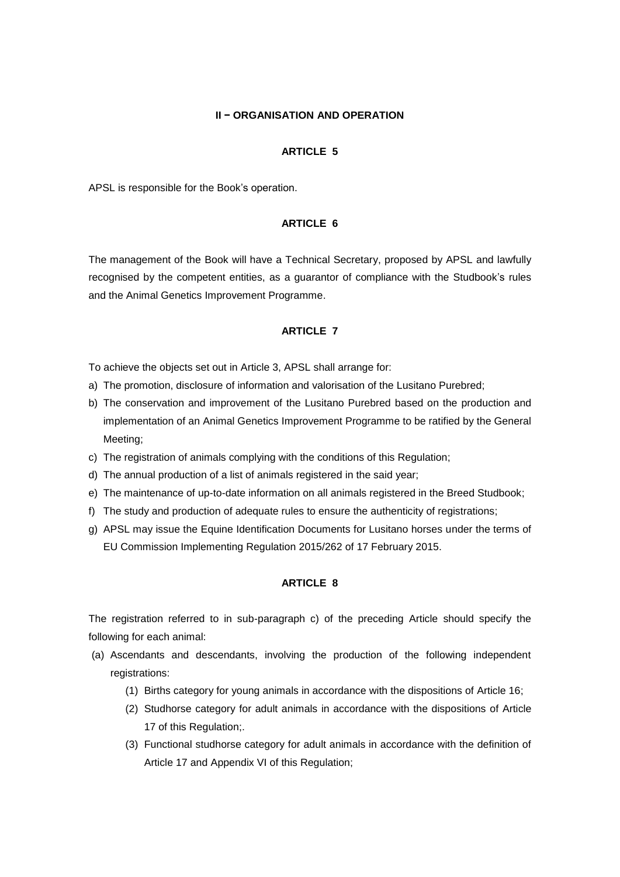## II – ORGANISATION AND OPERATION

### ARTICLE 5

APSL is responsible for the Book's operation.

### ARTICLE 6

The management of the Book will have a Technical Secretary, proposed by APSL and lawfully recognised by the competent entities, as a guarantor of compliance with the Studbook's rules and the Animal Genetics Improvement Programme.

### ARTICLE 7

To achieve the objects set out in Article 3, APSL shall arrange for:

a) The promotion, disclosure of information and valorisation of the Lusitano Purebred;
b) The conservation and improvement of the Lusitano Purebred based on the production and implementation of an Animal Genetics Improvement Programme to be ratified by the General Meeting;
c) The registration of animals complying with the conditions of this Regulation;
d) The annual production of a list of animals registered in the said year;
e) The maintenance of up-to-date information on all animals registered in the Breed Studbook;
f) The study and production of adequate rules to ensure the authenticity of registrations;
g) APSL may issue the Equine Identification Documents for Lusitano horses under the terms of EU Commission Implementing Regulation 2015/262 of 17 February 2015.

### ARTICLE 8

The registration referred to in sub-paragraph c) of the preceding Article should specify the following for each animal:

(a) Ascendants and descendants, involving the production of the following independent registrations:
    (1) Births category for young animals in accordance with the dispositions of Article 16;
    (2) Studhorse category for adult animals in accordance with the dispositions of Article 17 of this Regulation;.
    (3) Functional studhorse category for adult animals in accordance with the definition of Article 17 and Appendix VI of this Regulation;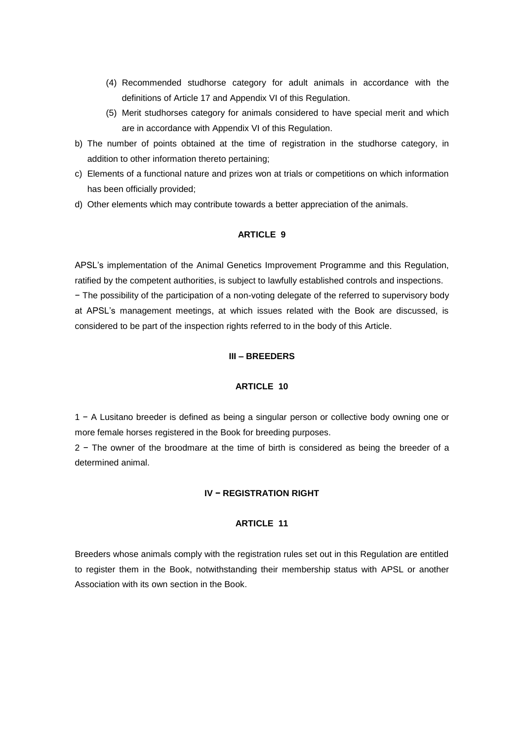(4) Recommended studhorse category for adult animals in accordance with the definitions of Article 17 and Appendix VI of this Regulation.
   (5) Merit studhorses category for animals considered to have special merit and which are in accordance with Appendix VI of this Regulation.

b) The number of points obtained at the time of registration in the studhorse category, in addition to other information thereto pertaining;
c) Elements of a functional nature and prizes won at trials or competitions on which information has been officially provided;
d) Other elements which may contribute towards a better appreciation of the animals.

**ARTICLE 9**

APSL's implementation of the Animal Genetics Improvement Programme and this Regulation, ratified by the competent authorities, is subject to lawfully established controls and inspections.
− The possibility of the participation of a non-voting delegate of the referred to supervisory body at APSL's management meetings, at which issues related with the Book are discussed, is considered to be part of the inspection rights referred to in the body of this Article.

## III – BREEDERS

**ARTICLE 10**

1 − A Lusitano breeder is defined as being a singular person or collective body owning one or more female horses registered in the Book for breeding purposes.
2 − The owner of the broodmare at the time of birth is considered as being the breeder of a determined animal.

## IV − REGISTRATION RIGHT

**ARTICLE 11**

Breeders whose animals comply with the registration rules set out in this Regulation are entitled to register them in the Book, notwithstanding their membership status with APSL or another Association with its own section in the Book.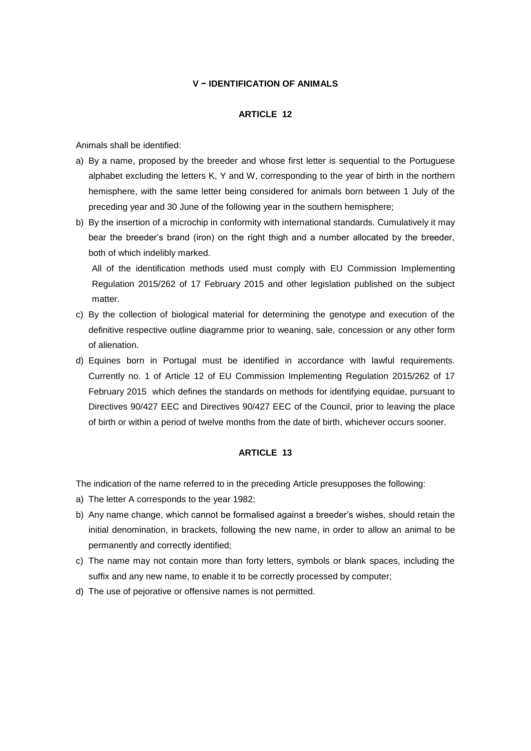## V − IDENTIFICATION OF ANIMALS

### ARTICLE 12

Animals shall be identified:

a) By a name, proposed by the breeder and whose first letter is sequential to the Portuguese alphabet excluding the letters K, Y and W, corresponding to the year of birth in the northern hemisphere, with the same letter being considered for animals born between 1 July of the preceding year and 30 June of the following year in the southern hemisphere;
b) By the insertion of a microchip in conformity with international standards. Cumulatively it may bear the breeder's brand (iron) on the right thigh and a number allocated by the breeder, both of which indelibly marked.

   All of the identification methods used must comply with EU Commission Implementing Regulation 2015/262 of 17 February 2015 and other legislation published on the subject matter.
c) By the collection of biological material for determining the genotype and execution of the definitive respective outline diagramme prior to weaning, sale, concession or any other form of alienation.
d) Equines born in Portugal must be identified in accordance with lawful requirements. Currently no. 1 of Article 12 of EU Commission Implementing Regulation 2015/262 of 17 February 2015 which defines the standards on methods for identifying equidae, pursuant to Directives 90/427 EEC and Directives 90/427 EEC of the Council, prior to leaving the place of birth or within a period of twelve months from the date of birth, whichever occurs sooner.

### ARTICLE 13

The indication of the name referred to in the preceding Article presupposes the following:

a) The letter A corresponds to the year 1982;
b) Any name change, which cannot be formalised against a breeder's wishes, should retain the initial denomination, in brackets, following the new name, in order to allow an animal to be permanently and correctly identified;
c) The name may not contain more than forty letters, symbols or blank spaces, including the suffix and any new name, to enable it to be correctly processed by computer;
d) The use of pejorative or offensive names is not permitted.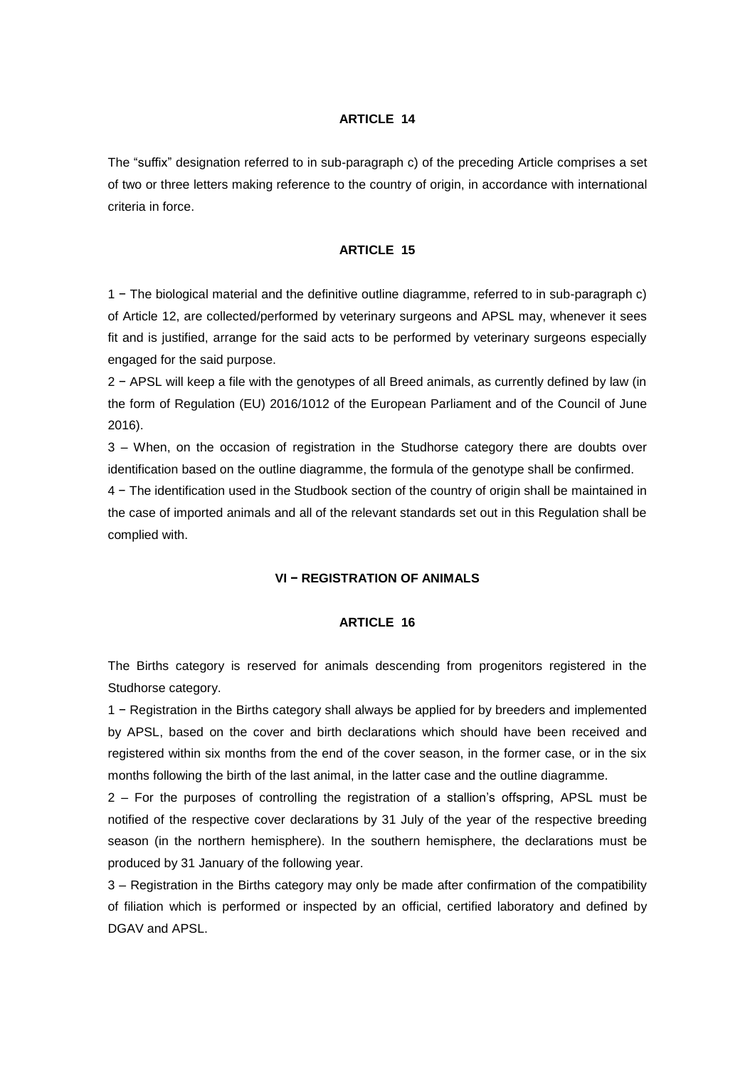### ARTICLE 14

The "suffix" designation referred to in sub-paragraph c) of the preceding Article comprises a set of two or three letters making reference to the country of origin, in accordance with international criteria in force.

### ARTICLE 15

1 − The biological material and the definitive outline diagramme, referred to in sub-paragraph c) of Article 12, are collected/performed by veterinary surgeons and APSL may, whenever it sees fit and is justified, arrange for the said acts to be performed by veterinary surgeons especially engaged for the said purpose.

2 − APSL will keep a file with the genotypes of all Breed animals, as currently defined by law (in the form of Regulation (EU) 2016/1012 of the European Parliament and of the Council of June 2016).

3 – When, on the occasion of registration in the Studhorse category there are doubts over identification based on the outline diagramme, the formula of the genotype shall be confirmed.

4 − The identification used in the Studbook section of the country of origin shall be maintained in the case of imported animals and all of the relevant standards set out in this Regulation shall be complied with.

## VI − REGISTRATION OF ANIMALS

### ARTICLE 16

The Births category is reserved for animals descending from progenitors registered in the Studhorse category.

1 − Registration in the Births category shall always be applied for by breeders and implemented by APSL, based on the cover and birth declarations which should have been received and registered within six months from the end of the cover season, in the former case, or in the six months following the birth of the last animal, in the latter case and the outline diagramme.

2 – For the purposes of controlling the registration of a stallion's offspring, APSL must be notified of the respective cover declarations by 31 July of the year of the respective breeding season (in the northern hemisphere). In the southern hemisphere, the declarations must be produced by 31 January of the following year.

3 – Registration in the Births category may only be made after confirmation of the compatibility of filiation which is performed or inspected by an official, certified laboratory and defined by DGAV and APSL.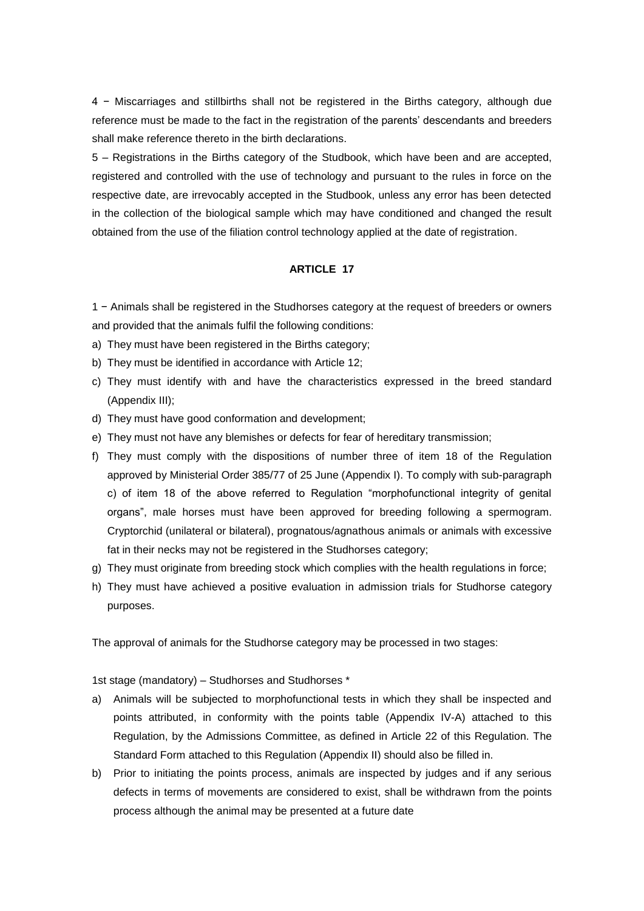4 − Miscarriages and stillbirths shall not be registered in the Births category, although due reference must be made to the fact in the registration of the parents' descendants and breeders shall make reference thereto in the birth declarations.

5 – Registrations in the Births category of the Studbook, which have been and are accepted, registered and controlled with the use of technology and pursuant to the rules in force on the respective date, are irrevocably accepted in the Studbook, unless any error has been detected in the collection of the biological sample which may have conditioned and changed the result obtained from the use of the filiation control technology applied at the date of registration.

### ARTICLE 17

1 − Animals shall be registered in the Studhorses category at the request of breeders or owners and provided that the animals fulfil the following conditions:

a) They must have been registered in the Births category;
b) They must be identified in accordance with Article 12;
c) They must identify with and have the characteristics expressed in the breed standard (Appendix III);
d) They must have good conformation and development;
e) They must not have any blemishes or defects for fear of hereditary transmission;
f) They must comply with the dispositions of number three of item 18 of the Regulation approved by Ministerial Order 385/77 of 25 June (Appendix I). To comply with sub-paragraph c) of item 18 of the above referred to Regulation "morphofunctional integrity of genital organs", male horses must have been approved for breeding following a spermogram. Cryptorchid (unilateral or bilateral), prognatous/agnathous animals or animals with excessive fat in their necks may not be registered in the Studhorses category;
g) They must originate from breeding stock which complies with the health regulations in force;
h) They must have achieved a positive evaluation in admission trials for Studhorse category purposes.

The approval of animals for the Studhorse category may be processed in two stages:

1st stage (mandatory) – Studhorses and Studhorses *

a) Animals will be subjected to morphofunctional tests in which they shall be inspected and points attributed, in conformity with the points table (Appendix IV-A) attached to this Regulation, by the Admissions Committee, as defined in Article 22 of this Regulation. The Standard Form attached to this Regulation (Appendix II) should also be filled in.
b) Prior to initiating the points process, animals are inspected by judges and if any serious defects in terms of movements are considered to exist, shall be withdrawn from the points process although the animal may be presented at a future date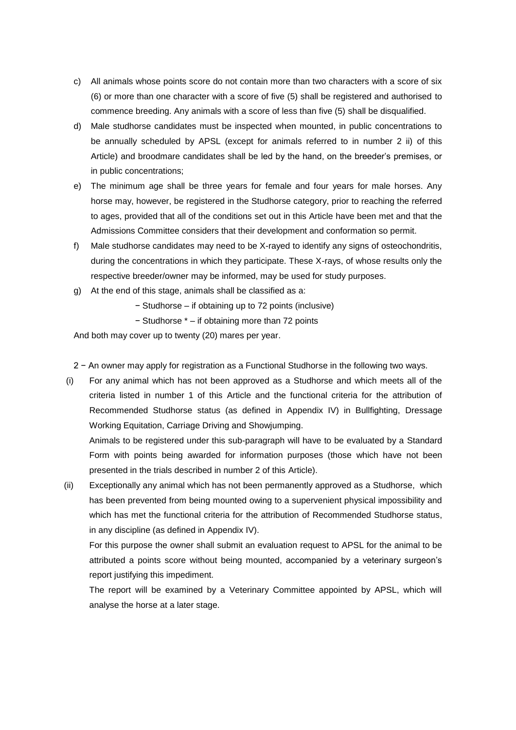c) All animals whose points score do not contain more than two characters with a score of six (6) or more than one character with a score of five (5) shall be registered and authorised to commence breeding. Any animals with a score of less than five (5) shall be disqualified.

d) Male studhorse candidates must be inspected when mounted, in public concentrations to be annually scheduled by APSL (except for animals referred to in number 2 ii) of this Article) and broodmare candidates shall be led by the hand, on the breeder's premises, or in public concentrations;

e) The minimum age shall be three years for female and four years for male horses. Any horse may, however, be registered in the Studhorse category, prior to reaching the referred to ages, provided that all of the conditions set out in this Article have been met and that the Admissions Committee considers that their development and conformation so permit.

f) Male studhorse candidates may need to be X-rayed to identify any signs of osteochondritis, during the concentrations in which they participate. These X-rays, of whose results only the respective breeder/owner may be informed, may be used for study purposes.

g) At the end of this stage, animals shall be classified as a:

   − Studhorse – if obtaining up to 72 points (inclusive)

   − Studhorse * – if obtaining more than 72 points

And both may cover up to twenty (20) mares per year.

2 − An owner may apply for registration as a Functional Studhorse in the following two ways.

(i) For any animal which has not been approved as a Studhorse and which meets all of the criteria listed in number 1 of this Article and the functional criteria for the attribution of Recommended Studhorse status (as defined in Appendix IV) in Bullfighting, Dressage Working Equitation, Carriage Driving and Showjumping.

   Animals to be registered under this sub-paragraph will have to be evaluated by a Standard Form with points being awarded for information purposes (those which have not been presented in the trials described in number 2 of this Article).

(ii) Exceptionally any animal which has not been permanently approved as a Studhorse, which has been prevented from being mounted owing to a supervenient physical impossibility and which has met the functional criteria for the attribution of Recommended Studhorse status, in any discipline (as defined in Appendix IV).

   For this purpose the owner shall submit an evaluation request to APSL for the animal to be attributed a points score without being mounted, accompanied by a veterinary surgeon's report justifying this impediment.

   The report will be examined by a Veterinary Committee appointed by APSL, which will analyse the horse at a later stage.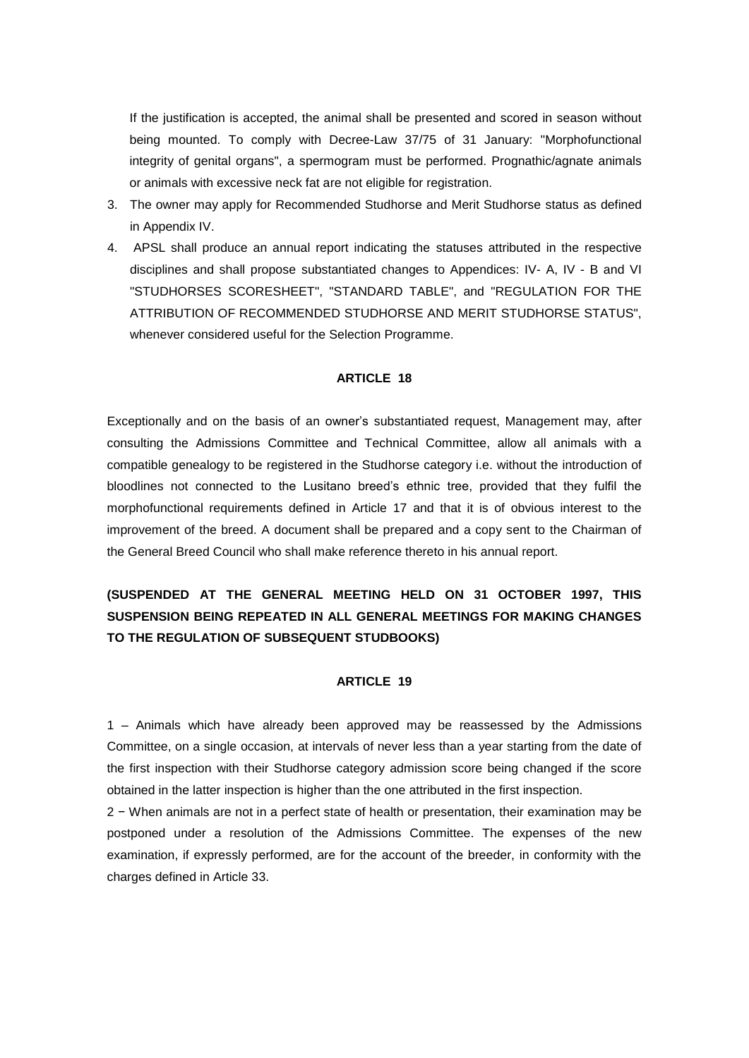If the justification is accepted, the animal shall be presented and scored in season without being mounted. To comply with Decree-Law 37/75 of 31 January: "Morphofunctional integrity of genital organs", a spermogram must be performed. Prognathic/agnate animals or animals with excessive neck fat are not eligible for registration.

3. The owner may apply for Recommended Studhorse and Merit Studhorse status as defined in Appendix IV.
4. APSL shall produce an annual report indicating the statuses attributed in the respective disciplines and shall propose substantiated changes to Appendices: IV- A, IV - B and VI "STUDHORSES SCORESHEET", "STANDARD TABLE", and "REGULATION FOR THE ATTRIBUTION OF RECOMMENDED STUDHORSE AND MERIT STUDHORSE STATUS", whenever considered useful for the Selection Programme.

**ARTICLE 18**

Exceptionally and on the basis of an owner's substantiated request, Management may, after consulting the Admissions Committee and Technical Committee, allow all animals with a compatible genealogy to be registered in the Studhorse category i.e. without the introduction of bloodlines not connected to the Lusitano breed's ethnic tree, provided that they fulfil the morphofunctional requirements defined in Article 17 and that it is of obvious interest to the improvement of the breed. A document shall be prepared and a copy sent to the Chairman of the General Breed Council who shall make reference thereto in his annual report.

**(SUSPENDED AT THE GENERAL MEETING HELD ON 31 OCTOBER 1997, THIS SUSPENSION BEING REPEATED IN ALL GENERAL MEETINGS FOR MAKING CHANGES TO THE REGULATION OF SUBSEQUENT STUDBOOKS)**

**ARTICLE 19**

1 – Animals which have already been approved may be reassessed by the Admissions Committee, on a single occasion, at intervals of never less than a year starting from the date of the first inspection with their Studhorse category admission score being changed if the score obtained in the latter inspection is higher than the one attributed in the first inspection.

2 − When animals are not in a perfect state of health or presentation, their examination may be postponed under a resolution of the Admissions Committee. The expenses of the new examination, if expressly performed, are for the account of the breeder, in conformity with the charges defined in Article 33.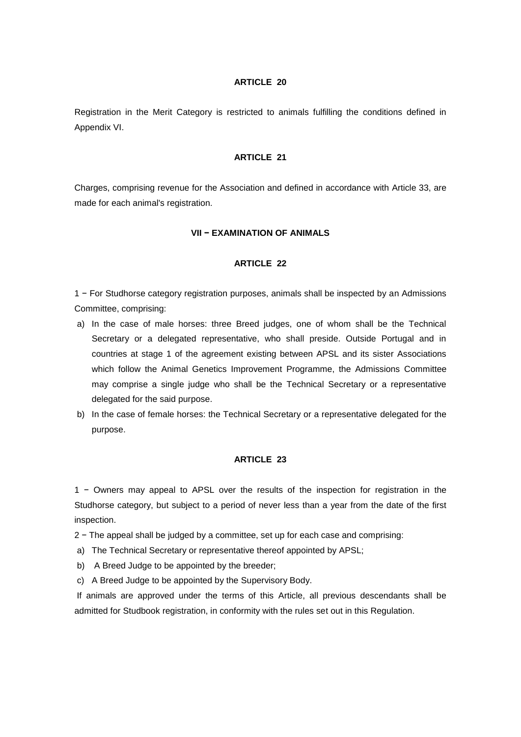### ARTICLE 20

Registration in the Merit Category is restricted to animals fulfilling the conditions defined in Appendix VI.

### ARTICLE 21

Charges, comprising revenue for the Association and defined in accordance with Article 33, are made for each animal's registration.

## VII − EXAMINATION OF ANIMALS

### ARTICLE 22

1 − For Studhorse category registration purposes, animals shall be inspected by an Admissions Committee, comprising:

a) In the case of male horses: three Breed judges, one of whom shall be the Technical Secretary or a delegated representative, who shall preside. Outside Portugal and in countries at stage 1 of the agreement existing between APSL and its sister Associations which follow the Animal Genetics Improvement Programme, the Admissions Committee may comprise a single judge who shall be the Technical Secretary or a representative delegated for the said purpose.
b) In the case of female horses: the Technical Secretary or a representative delegated for the purpose.

### ARTICLE 23

1 − Owners may appeal to APSL over the results of the inspection for registration in the Studhorse category, but subject to a period of never less than a year from the date of the first inspection.

2 − The appeal shall be judged by a committee, set up for each case and comprising:

a) The Technical Secretary or representative thereof appointed by APSL;
b) A Breed Judge to be appointed by the breeder;
c) A Breed Judge to be appointed by the Supervisory Body.

If animals are approved under the terms of this Article, all previous descendants shall be admitted for Studbook registration, in conformity with the rules set out in this Regulation.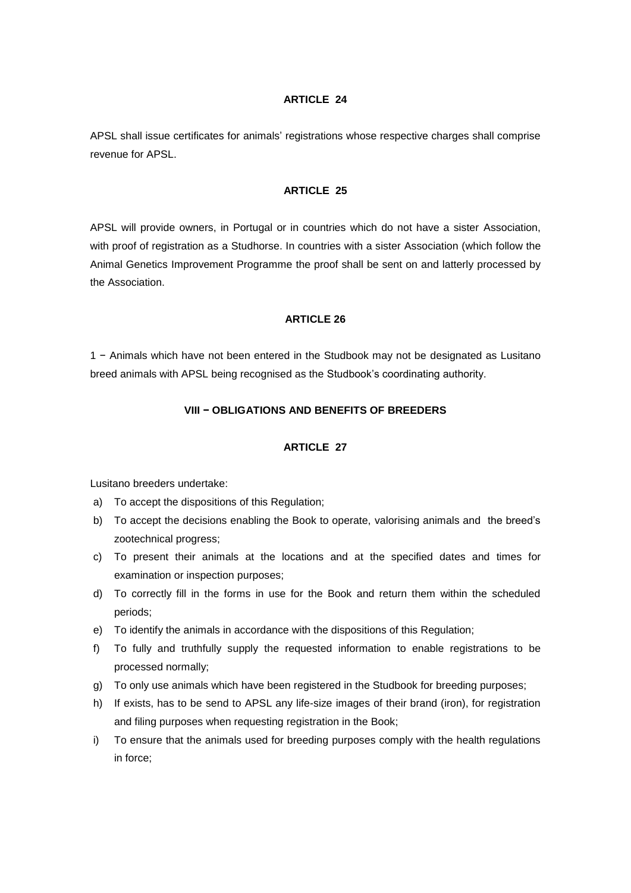**ARTICLE 24**

APSL shall issue certificates for animals' registrations whose respective charges shall comprise revenue for APSL.

**ARTICLE 25**

APSL will provide owners, in Portugal or in countries which do not have a sister Association, with proof of registration as a Studhorse. In countries with a sister Association (which follow the Animal Genetics Improvement Programme the proof shall be sent on and latterly processed by the Association.

**ARTICLE 26**

1 − Animals which have not been entered in the Studbook may not be designated as Lusitano breed animals with APSL being recognised as the Studbook's coordinating authority.

**VIII − OBLIGATIONS AND BENEFITS OF BREEDERS**

**ARTICLE 27**

Lusitano breeders undertake:

a) To accept the dispositions of this Regulation;
b) To accept the decisions enabling the Book to operate, valorising animals and the breed's zootechnical progress;
c) To present their animals at the locations and at the specified dates and times for examination or inspection purposes;
d) To correctly fill in the forms in use for the Book and return them within the scheduled periods;
e) To identify the animals in accordance with the dispositions of this Regulation;
f) To fully and truthfully supply the requested information to enable registrations to be processed normally;
g) To only use animals which have been registered in the Studbook for breeding purposes;
h) If exists, has to be send to APSL any life-size images of their brand (iron), for registration and filing purposes when requesting registration in the Book;
i) To ensure that the animals used for breeding purposes comply with the health regulations in force;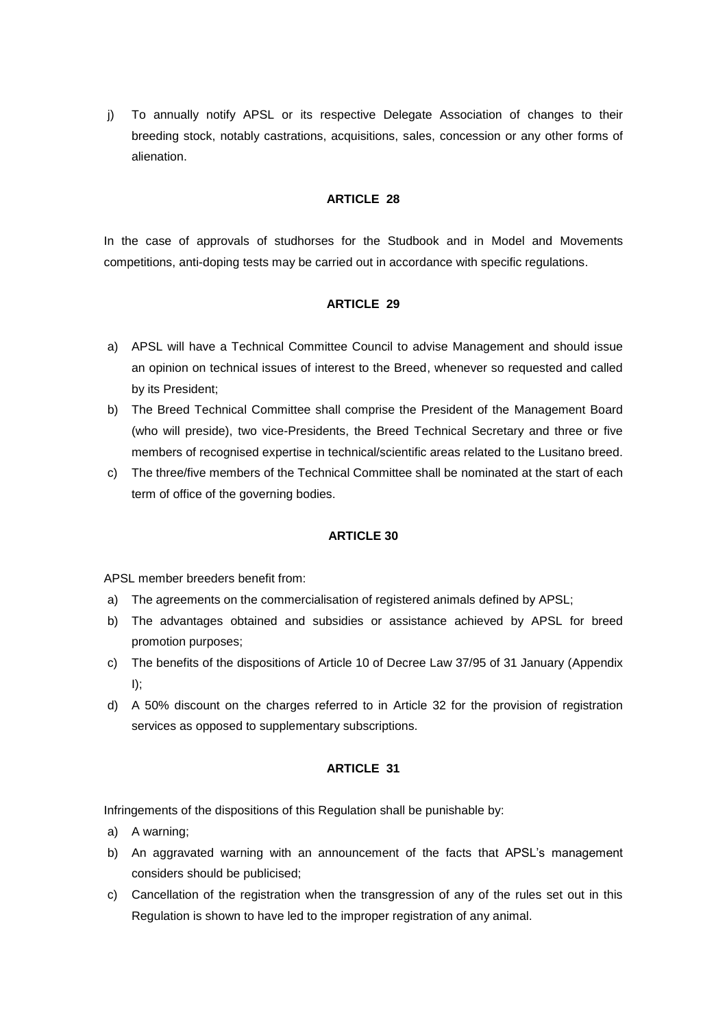j) To annually notify APSL or its respective Delegate Association of changes to their breeding stock, notably castrations, acquisitions, sales, concession or any other forms of alienation.

**ARTICLE 28**

In the case of approvals of studhorses for the Studbook and in Model and Movements competitions, anti-doping tests may be carried out in accordance with specific regulations.

**ARTICLE 29**

a) APSL will have a Technical Committee Council to advise Management and should issue an opinion on technical issues of interest to the Breed, whenever so requested and called by its President;
b) The Breed Technical Committee shall comprise the President of the Management Board (who will preside), two vice-Presidents, the Breed Technical Secretary and three or five members of recognised expertise in technical/scientific areas related to the Lusitano breed.
c) The three/five members of the Technical Committee shall be nominated at the start of each term of office of the governing bodies.

**ARTICLE 30**

APSL member breeders benefit from:

a) The agreements on the commercialisation of registered animals defined by APSL;
b) The advantages obtained and subsidies or assistance achieved by APSL for breed promotion purposes;
c) The benefits of the dispositions of Article 10 of Decree Law 37/95 of 31 January (Appendix I);
d) A 50% discount on the charges referred to in Article 32 for the provision of registration services as opposed to supplementary subscriptions.

**ARTICLE 31**

Infringements of the dispositions of this Regulation shall be punishable by:

a) A warning;
b) An aggravated warning with an announcement of the facts that APSL's management considers should be publicised;
c) Cancellation of the registration when the transgression of any of the rules set out in this Regulation is shown to have led to the improper registration of any animal.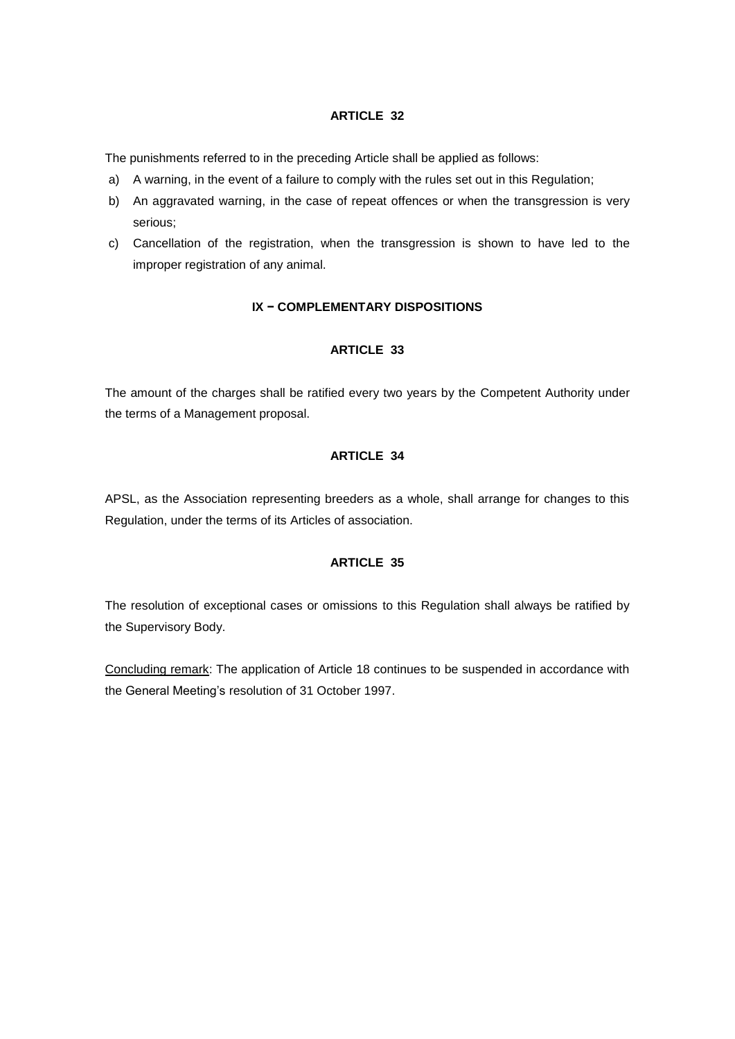### ARTICLE 32

The punishments referred to in the preceding Article shall be applied as follows:

a) A warning, in the event of a failure to comply with the rules set out in this Regulation;
b) An aggravated warning, in the case of repeat offences or when the transgression is very serious;
c) Cancellation of the registration, when the transgression is shown to have led to the improper registration of any animal.

## IX – COMPLEMENTARY DISPOSITIONS

### ARTICLE 33

The amount of the charges shall be ratified every two years by the Competent Authority under the terms of a Management proposal.

### ARTICLE 34

APSL, as the Association representing breeders as a whole, shall arrange for changes to this Regulation, under the terms of its Articles of association.

### ARTICLE 35

The resolution of exceptional cases or omissions to this Regulation shall always be ratified by the Supervisory Body.

<u>Concluding remark</u>: The application of Article 18 continues to be suspended in accordance with the General Meeting's resolution of 31 October 1997.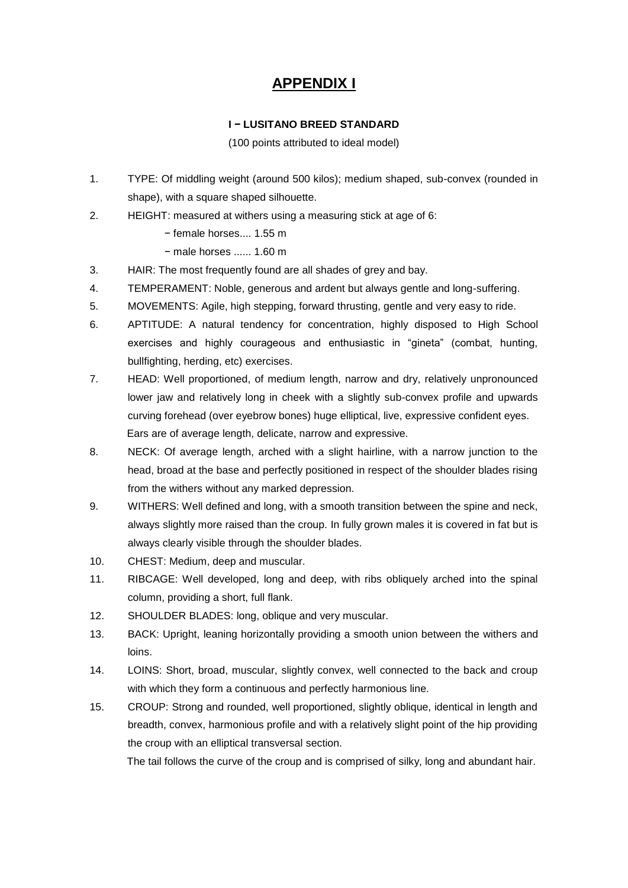# APPENDIX I

### I − LUSITANO BREED STANDARD

(100 points attributed to ideal model)

1. TYPE: Of middling weight (around 500 kilos); medium shaped, sub-convex (rounded in shape), with a square shaped silhouette.
2. HEIGHT: measured at withers using a measuring stick at age of 6:
   - − female horses.... 1.55 m
   - − male horses ...... 1.60 m
3. HAIR: The most frequently found are all shades of grey and bay.
4. TEMPERAMENT: Noble, generous and ardent but always gentle and long-suffering.
5. MOVEMENTS: Agile, high stepping, forward thrusting, gentle and very easy to ride.
6. APTITUDE: A natural tendency for concentration, highly disposed to High School exercises and highly courageous and enthusiastic in "gineta" (combat, hunting, bullfighting, herding, etc) exercises.
7. HEAD: Well proportioned, of medium length, narrow and dry, relatively unpronounced lower jaw and relatively long in cheek with a slightly sub-convex profile and upwards curving forehead (over eyebrow bones) huge elliptical, live, expressive confident eyes.
   Ears are of average length, delicate, narrow and expressive.
8. NECK: Of average length, arched with a slight hairline, with a narrow junction to the head, broad at the base and perfectly positioned in respect of the shoulder blades rising from the withers without any marked depression.
9. WITHERS: Well defined and long, with a smooth transition between the spine and neck, always slightly more raised than the croup. In fully grown males it is covered in fat but is always clearly visible through the shoulder blades.
10. CHEST: Medium, deep and muscular.
11. RIBCAGE: Well developed, long and deep, with ribs obliquely arched into the spinal column, providing a short, full flank.
12. SHOULDER BLADES: long, oblique and very muscular.
13. BACK: Upright, leaning horizontally providing a smooth union between the withers and loins.
14. LOINS: Short, broad, muscular, slightly convex, well connected to the back and croup with which they form a continuous and perfectly harmonious line.
15. CROUP: Strong and rounded, well proportioned, slightly oblique, identical in length and breadth, convex, harmonious profile and with a relatively slight point of the hip providing the croup with an elliptical transversal section.
    The tail follows the curve of the croup and is comprised of silky, long and abundant hair.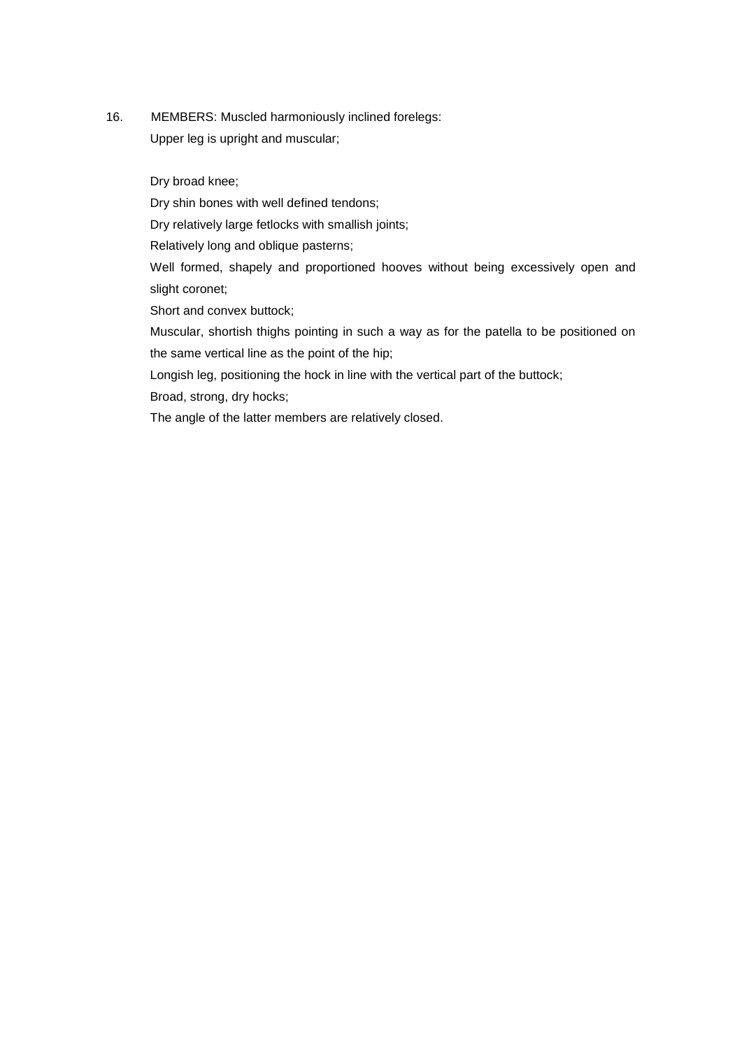16. MEMBERS: Muscled harmoniously inclined forelegs:

Upper leg is upright and muscular;

Dry broad knee;

Dry shin bones with well defined tendons;

Dry relatively large fetlocks with smallish joints;

Relatively long and oblique pasterns;

Well formed, shapely and proportioned hooves without being excessively open and slight coronet;

Short and convex buttock;

Muscular, shortish thighs pointing in such a way as for the patella to be positioned on the same vertical line as the point of the hip;

Longish leg, positioning the hock in line with the vertical part of the buttock;

Broad, strong, dry hocks;

The angle of the latter members are relatively closed.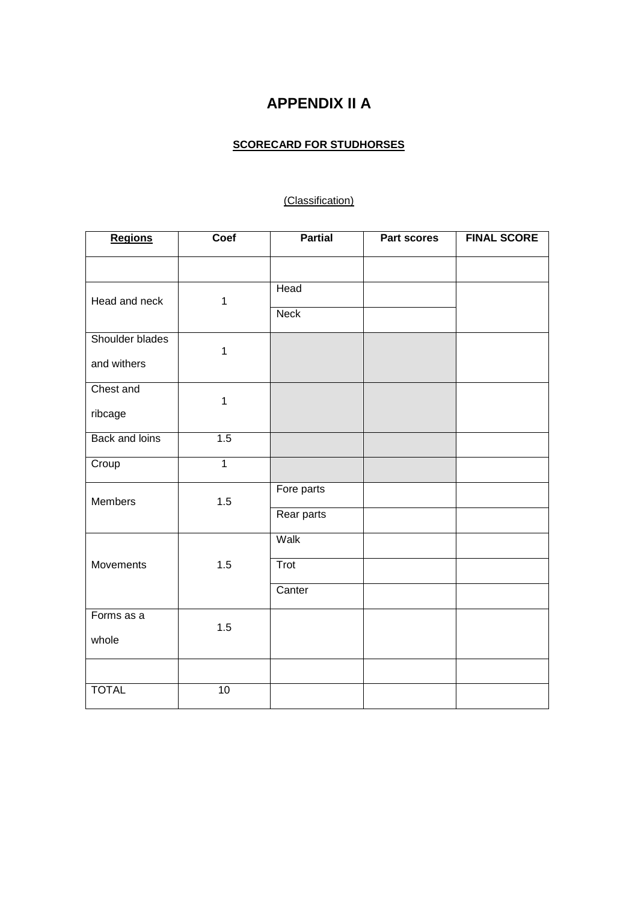# APPENDIX II A

## SCORECARD FOR STUDHORSES

(Classification)

| **Regions** | **Coef** | **Partial** | **Part scores** | **FINAL SCORE** |
|---|---|---|---|---|
| | | | | |
| Head and neck | 1 | Head | | |
| | | Neck | | |
| Shoulder blades and withers | 1 | | | |
| Chest and ribcage | 1 | | | |
| Back and loins | 1.5 | | | |
| Croup | 1 | | | |
| Members | 1.5 | Fore parts | | |
| | | Rear parts | | |
| Movements | 1.5 | Walk | | |
| | | Trot | | |
| | | Canter | | |
| Forms as a whole | 1.5 | | | |
| | | | | |
| TOTAL | 10 | | | |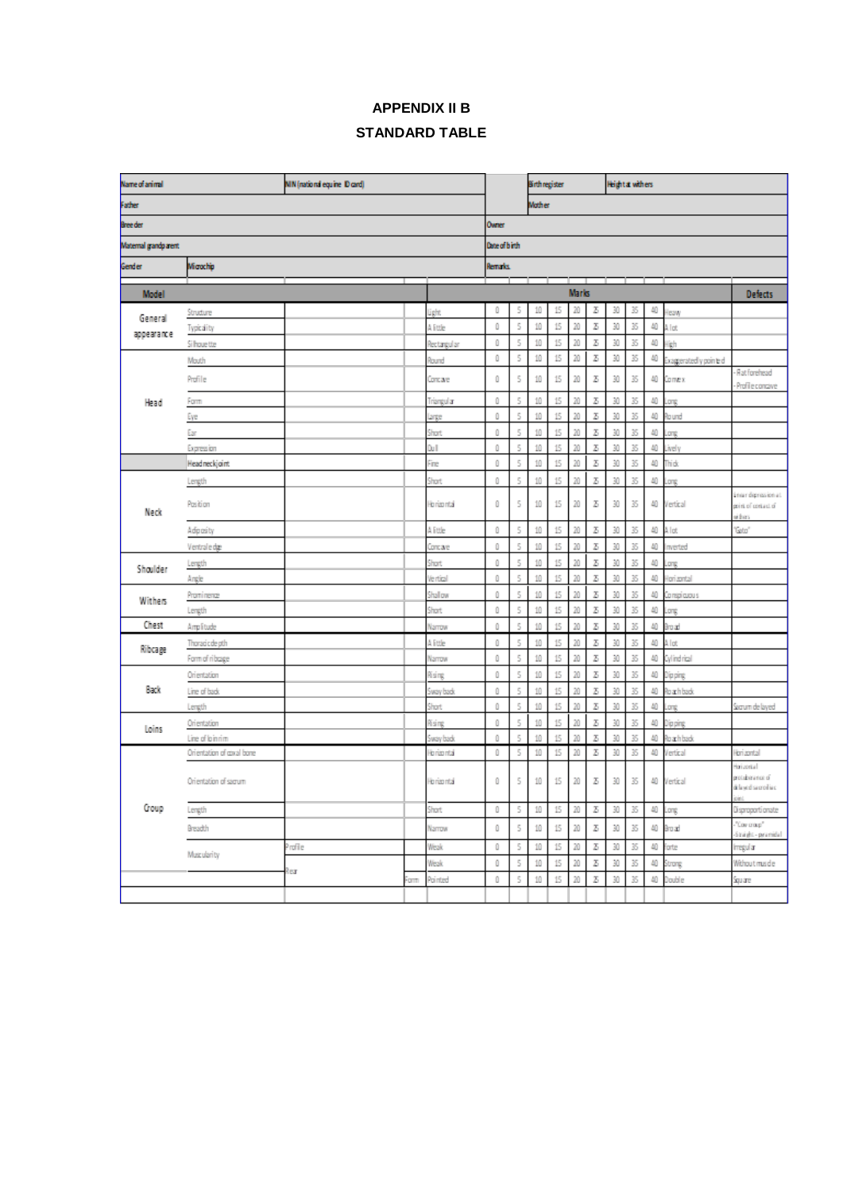**APPENDIX II B**

**STANDARD TABLE**

| Name of animal | | NIN (national equine ID card) | | | Birth register | | Height at withers | |
|---|---|---|---|---|---|---|---|---|
| Father | | | | | Mother | | | |
| Breeder | | | | Owner | | | | |
| Maternal grandparent | | | | Date of birth | | | | |
| Gender | Microchip | | | Remarks | | | | |

| Model | | | | | Marks | | | | | | | | | | | Defects |
|---|---|---|---|---|---|---|---|---|---|---|---|---|---|---|---|---|
| General appearance | Structure | | | Light | 0 | 5 | 10 | 15 | 20 | 25 | 30 | 35 | 40 | Heavy | | |
| | Typicality | | | A little | 0 | 5 | 10 | 15 | 20 | 25 | 30 | 35 | 40 | A lot | | |
| | Silhouette | | | Rectangular | 0 | 5 | 10 | 15 | 20 | 25 | 30 | 35 | 40 | High | | |
| Head | Mouth | | | Round | 0 | 5 | 10 | 15 | 20 | 25 | 30 | 35 | 40 | Exaggeratedly pointed | | |
| | Profile | | | Concave | 0 | 5 | 10 | 15 | 20 | 25 | 30 | 35 | 40 | Convex | | - Flat forehead<br>- Profile concave |
| | Form | | | Triangular | 0 | 5 | 10 | 15 | 20 | 25 | 30 | 35 | 40 | Long | | |
| | Eye | | | Large | 0 | 5 | 10 | 15 | 20 | 25 | 30 | 35 | 40 | Round | | |
| | Ear | | | Short | 0 | 5 | 10 | 15 | 20 | 25 | 30 | 35 | 40 | Long | | |
| | Expression | | | Dull | 0 | 5 | 10 | 15 | 20 | 25 | 30 | 35 | 40 | Lively | | |
| | Head neck joint | | | Fine | 0 | 5 | 10 | 15 | 20 | 25 | 30 | 35 | 40 | Thick | | |
| Neck | Length | | | Short | 0 | 5 | 10 | 15 | 20 | 25 | 30 | 35 | 40 | Long | | |
| | Position | | | Horizontal | 0 | 5 | 10 | 15 | 20 | 25 | 30 | 35 | 40 | Vertical | | Linear depression at point of contact of withers |
| | Adiposity | | | A little | 0 | 5 | 10 | 15 | 20 | 25 | 30 | 35 | 40 | A lot | | "Gato" |
| | Ventral edge | | | Concave | 0 | 5 | 10 | 15 | 20 | 25 | 30 | 35 | 40 | Inverted | | |
| Shoulder | Length | | | Short | 0 | 5 | 10 | 15 | 20 | 25 | 30 | 35 | 40 | Long | | |
| | Angle | | | Vertical | 0 | 5 | 10 | 15 | 20 | 25 | 30 | 35 | 40 | Horizontal | | |
| Withers | Prominence | | | Shallow | 0 | 5 | 10 | 15 | 20 | 25 | 30 | 35 | 40 | Conspicuous | | |
| | Length | | | Short | 0 | 5 | 10 | 15 | 20 | 25 | 30 | 35 | 40 | Long | | |
| Chest | Amplitude | | | Narrow | 0 | 5 | 10 | 15 | 20 | 25 | 30 | 35 | 40 | Broad | | |
| Ribcage | Thoracic depth | | | A little | 0 | 5 | 10 | 15 | 20 | 25 | 30 | 35 | 40 | A lot | | |
| | Form of ribcage | | | Narrow | 0 | 5 | 10 | 15 | 20 | 25 | 30 | 35 | 40 | Cylindrical | | |
| Back | Orientation | | | Rising | 0 | 5 | 10 | 15 | 20 | 25 | 30 | 35 | 40 | Dipping | | |
| | Line of back | | | Sway back | 0 | 5 | 10 | 15 | 20 | 25 | 30 | 35 | 40 | Roach back | | |
| | Length | | | Short | 0 | 5 | 10 | 15 | 20 | 25 | 30 | 35 | 40 | Long | | Sacrum delayed |
| Loins | Orientation | | | Rising | 0 | 5 | 10 | 15 | 20 | 25 | 30 | 35 | 40 | Dipping | | |
| | Line of loin rim | | | Sway back | 0 | 5 | 10 | 15 | 20 | 25 | 30 | 35 | 40 | Roach back | | |
| Croup | Orientation of coxal bone | | | Horizontal | 0 | 5 | 10 | 15 | 20 | 25 | 30 | 35 | 40 | Vertical | | Horizontal |
| | Orientation of sacrum | | | Horizontal | 0 | 5 | 10 | 15 | 20 | 25 | 30 | 35 | 40 | Vertical | | Horizontal protuberance of delayed sacroiliac joint |
| | Length | | | Short | 0 | 5 | 10 | 15 | 20 | 25 | 30 | 35 | 40 | Long | | Disproportionate |
| | Breadth | | | Narrow | 0 | 5 | 10 | 15 | 20 | 25 | 30 | 35 | 40 | Broad | | - "Cow croup"<br>- Straight - pyramidal |
| | Muscularity | Profile | | Weak | 0 | 5 | 10 | 15 | 20 | 25 | 30 | 35 | 40 | Forte | | Irregular |
| | | Rear | | Weak | 0 | 5 | 10 | 15 | 20 | 25 | 30 | 35 | 40 | Strong | | Without muscle |
| | | | Form | Pointed | 0 | 5 | 10 | 15 | 20 | 25 | 30 | 35 | 40 | Double | | Square |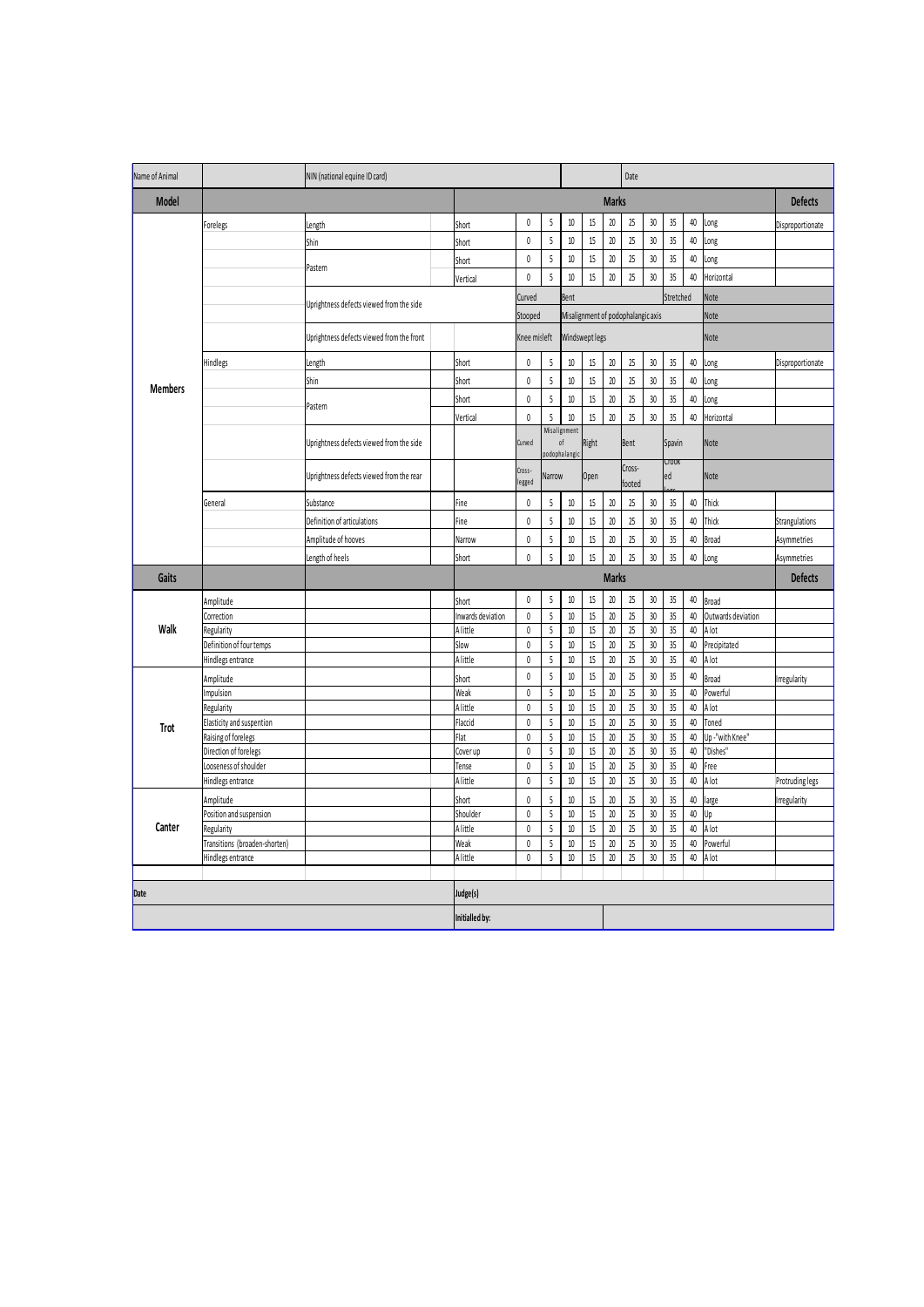| Name of Animal | | NIN (national equine ID card) | | | | | | | | Date | | | | | | |
|---|---|---|---|---|---|---|---|---|---|---|---|---|---|---|---|---|
| **Model** | | | | | | | | **Marks** | | | | | | | | **Defects** |
| **Members** | Forelegs | Length | Short | 0 | 5 | 10 | 15 | 20 | 25 | 30 | 35 | 40 | Long | Disproportionate |
| | | Shin | Short | 0 | 5 | 10 | 15 | 20 | 25 | 30 | 35 | 40 | Long | |
| | | Pastern | Short | 0 | 5 | 10 | 15 | 20 | 25 | 30 | 35 | 40 | Long | |
| | | | Vertical | 0 | 5 | 10 | 15 | 20 | 25 | 30 | 35 | 40 | Horizontal | |
| | | Uprightness defects viewed from the side | | Curved | | Bent | | | | | Stretched | | Note | |
| | | | | Stooped | | Misalignment of podophalangic axis | | | | | | | Note | |
| | | Uprightness defects viewed from the front | | Knee misleft | | Windswept legs | | | | | | | Note | |
| | Hindlegs | Length | Short | 0 | 5 | 10 | 15 | 20 | 25 | 30 | 35 | 40 | Long | Disproportionate |
| | | Shin | Short | 0 | 5 | 10 | 15 | 20 | 25 | 30 | 35 | 40 | Long | |
| | | Pastern | Short | 0 | 5 | 10 | 15 | 20 | 25 | 30 | 35 | 40 | Long | |
| | | | Vertical | 0 | 5 | 10 | 15 | 20 | 25 | 30 | 35 | 40 | Horizontal | |
| | | Uprightness defects viewed from the side | | Curved | Misalignment of podophalangic | | Right | | Bent | | Spavin | | Note | |
| | | Uprightness defects viewed from the rear | | Cross-legged | Narrow | | Open | | Cross-footed | | Crook ed legs | | Note | |
| | General | Substance | Fine | 0 | 5 | 10 | 15 | 20 | 25 | 30 | 35 | 40 | Thick | |
| | | Definition of articulations | Fine | 0 | 5 | 10 | 15 | 20 | 25 | 30 | 35 | 40 | Thick | Strangulations |
| | | Amplitude of hooves | Narrow | 0 | 5 | 10 | 15 | 20 | 25 | 30 | 35 | 40 | Broad | Asymmetries |
| | | Length of heels | Short | 0 | 5 | 10 | 15 | 20 | 25 | 30 | 35 | 40 | Long | Asymmetries |
| **Gaits** | | | | | | | | **Marks** | | | | | | **Defects** |
| **Walk** | Amplitude | | Short | 0 | 5 | 10 | 15 | 20 | 25 | 30 | 35 | 40 | Broad | |
| | Correction | | Inwards deviation | 0 | 5 | 10 | 15 | 20 | 25 | 30 | 35 | 40 | Outwards deviation | |
| | Regularity | | A little | 0 | 5 | 10 | 15 | 20 | 25 | 30 | 35 | 40 | A lot | |
| | Definition of four temps | | Slow | 0 | 5 | 10 | 15 | 20 | 25 | 30 | 35 | 40 | Precipitated | |
| | Hindlegs entrance | | A little | 0 | 5 | 10 | 15 | 20 | 25 | 30 | 35 | 40 | A lot | |
| **Trot** | Amplitude | | Short | 0 | 5 | 10 | 15 | 20 | 25 | 30 | 35 | 40 | Broad | Irregularity |
| | Impulsion | | Weak | 0 | 5 | 10 | 15 | 20 | 25 | 30 | 35 | 40 | Powerful | |
| | Regularity | | A little | 0 | 5 | 10 | 15 | 20 | 25 | 30 | 35 | 40 | A lot | |
| | Elasticity and suspention | | Flaccid | 0 | 5 | 10 | 15 | 20 | 25 | 30 | 35 | 40 | Toned | |
| | Raising of forelegs | | Flat | 0 | 5 | 10 | 15 | 20 | 25 | 30 | 35 | 40 | Up - "with Knee" | |
| | Direction of forelegs | | Cover up | 0 | 5 | 10 | 15 | 20 | 25 | 30 | 35 | 40 | "Dishes" | |
| | Looseness of shoulder | | Tense | 0 | 5 | 10 | 15 | 20 | 25 | 30 | 35 | 40 | Free | |
| | Hindlegs entrance | | A little | 0 | 5 | 10 | 15 | 20 | 25 | 30 | 35 | 40 | A lot | Protruding legs |
| **Canter** | Amplitude | | Short | 0 | 5 | 10 | 15 | 20 | 25 | 30 | 35 | 40 | large | Irregularity |
| | Position and suspension | | Shoulder | 0 | 5 | 10 | 15 | 20 | 25 | 30 | 35 | 40 | Up | |
| | Regularity | | A little | 0 | 5 | 10 | 15 | 20 | 25 | 30 | 35 | 40 | A lot | |
| | Transitions (broaden-shorten) | | Weak | 0 | 5 | 10 | 15 | 20 | 25 | 30 | 35 | 40 | Powerful | |
| | Hindlegs entrance | | A little | 0 | 5 | 10 | 15 | 20 | 25 | 30 | 35 | 40 | A lot | |
| Date | | | Judge(s) | | | | | | | | | | | |
| | | | Initialled by: | | | | | | | | | | | |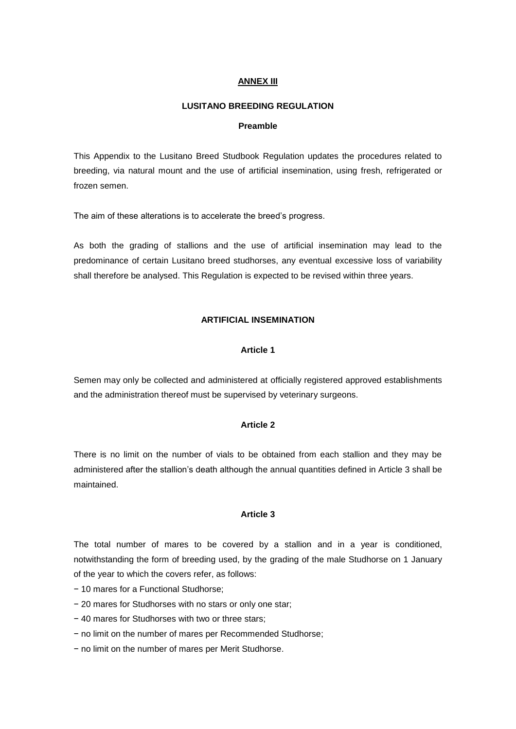## ANNEX III

### LUSITANO BREEDING REGULATION

#### Preamble

This Appendix to the Lusitano Breed Studbook Regulation updates the procedures related to breeding, via natural mount and the use of artificial insemination, using fresh, refrigerated or frozen semen.

The aim of these alterations is to accelerate the breed's progress.

As both the grading of stallions and the use of artificial insemination may lead to the predominance of certain Lusitano breed studhorses, any eventual excessive loss of variability shall therefore be analysed. This Regulation is expected to be revised within three years.

### ARTIFICIAL INSEMINATION

#### Article 1

Semen may only be collected and administered at officially registered approved establishments and the administration thereof must be supervised by veterinary surgeons.

#### Article 2

There is no limit on the number of vials to be obtained from each stallion and they may be administered after the stallion's death although the annual quantities defined in Article 3 shall be maintained.

#### Article 3

The total number of mares to be covered by a stallion and in a year is conditioned, notwithstanding the form of breeding used, by the grading of the male Studhorse on 1 January of the year to which the covers refer, as follows:

- 10 mares for a Functional Studhorse;
- 20 mares for Studhorses with no stars or only one star;
- 40 mares for Studhorses with two or three stars;
- no limit on the number of mares per Recommended Studhorse;
- no limit on the number of mares per Merit Studhorse.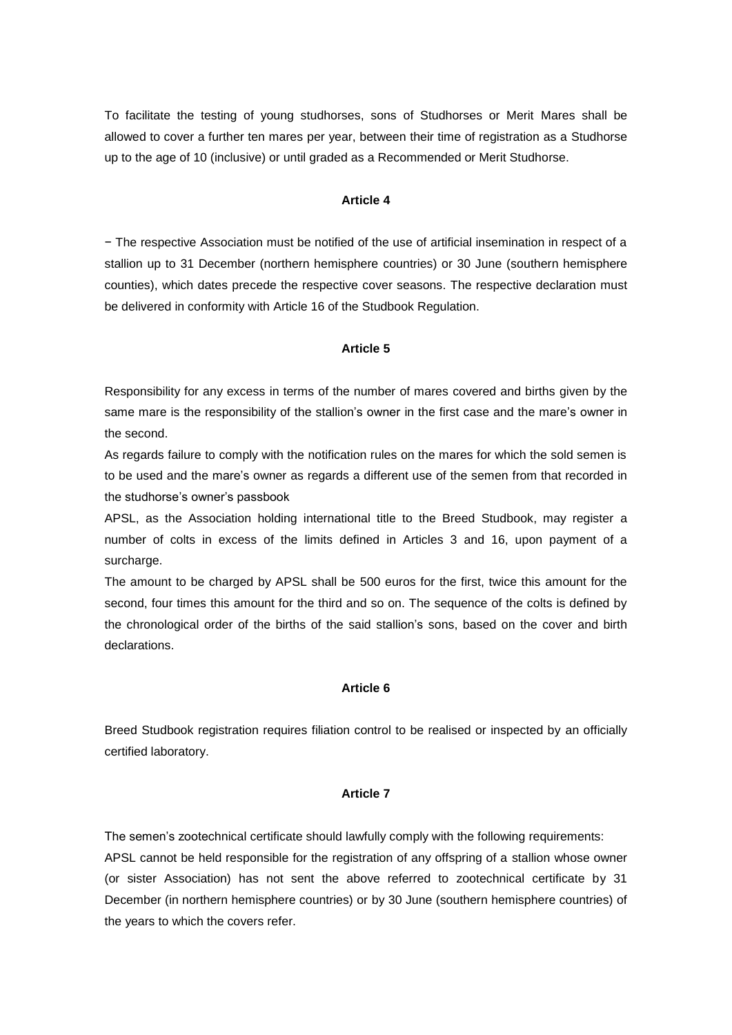To facilitate the testing of young studhorses, sons of Studhorses or Merit Mares shall be allowed to cover a further ten mares per year, between their time of registration as a Studhorse up to the age of 10 (inclusive) or until graded as a Recommended or Merit Studhorse.

#### Article 4

− The respective Association must be notified of the use of artificial insemination in respect of a stallion up to 31 December (northern hemisphere countries) or 30 June (southern hemisphere counties), which dates precede the respective cover seasons. The respective declaration must be delivered in conformity with Article 16 of the Studbook Regulation.

#### Article 5

Responsibility for any excess in terms of the number of mares covered and births given by the same mare is the responsibility of the stallion's owner in the first case and the mare's owner in the second.

As regards failure to comply with the notification rules on the mares for which the sold semen is to be used and the mare's owner as regards a different use of the semen from that recorded in the studhorse's owner's passbook

APSL, as the Association holding international title to the Breed Studbook, may register a number of colts in excess of the limits defined in Articles 3 and 16, upon payment of a surcharge.

The amount to be charged by APSL shall be 500 euros for the first, twice this amount for the second, four times this amount for the third and so on. The sequence of the colts is defined by the chronological order of the births of the said stallion's sons, based on the cover and birth declarations.

#### Article 6

Breed Studbook registration requires filiation control to be realised or inspected by an officially certified laboratory.

#### Article 7

The semen's zootechnical certificate should lawfully comply with the following requirements:

APSL cannot be held responsible for the registration of any offspring of a stallion whose owner (or sister Association) has not sent the above referred to zootechnical certificate by 31 December (in northern hemisphere countries) or by 30 June (southern hemisphere countries) of the years to which the covers refer.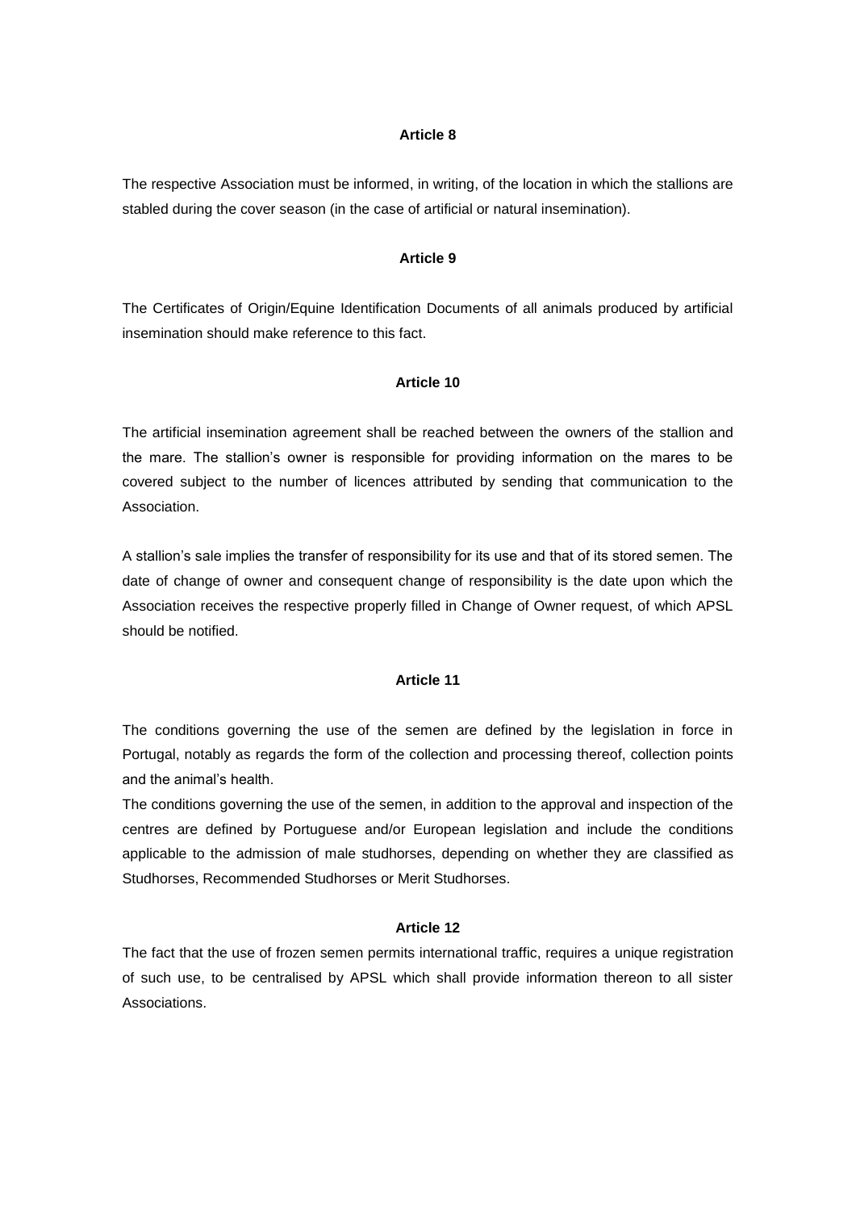### Article 8

The respective Association must be informed, in writing, of the location in which the stallions are stabled during the cover season (in the case of artificial or natural insemination).

### Article 9

The Certificates of Origin/Equine Identification Documents of all animals produced by artificial insemination should make reference to this fact.

### Article 10

The artificial insemination agreement shall be reached between the owners of the stallion and the mare. The stallion's owner is responsible for providing information on the mares to be covered subject to the number of licences attributed by sending that communication to the Association.

A stallion's sale implies the transfer of responsibility for its use and that of its stored semen. The date of change of owner and consequent change of responsibility is the date upon which the Association receives the respective properly filled in Change of Owner request, of which APSL should be notified.

### Article 11

The conditions governing the use of the semen are defined by the legislation in force in Portugal, notably as regards the form of the collection and processing thereof, collection points and the animal's health.
The conditions governing the use of the semen, in addition to the approval and inspection of the centres are defined by Portuguese and/or European legislation and include the conditions applicable to the admission of male studhorses, depending on whether they are classified as Studhorses, Recommended Studhorses or Merit Studhorses.

### Article 12

The fact that the use of frozen semen permits international traffic, requires a unique registration of such use, to be centralised by APSL which shall provide information thereon to all sister Associations.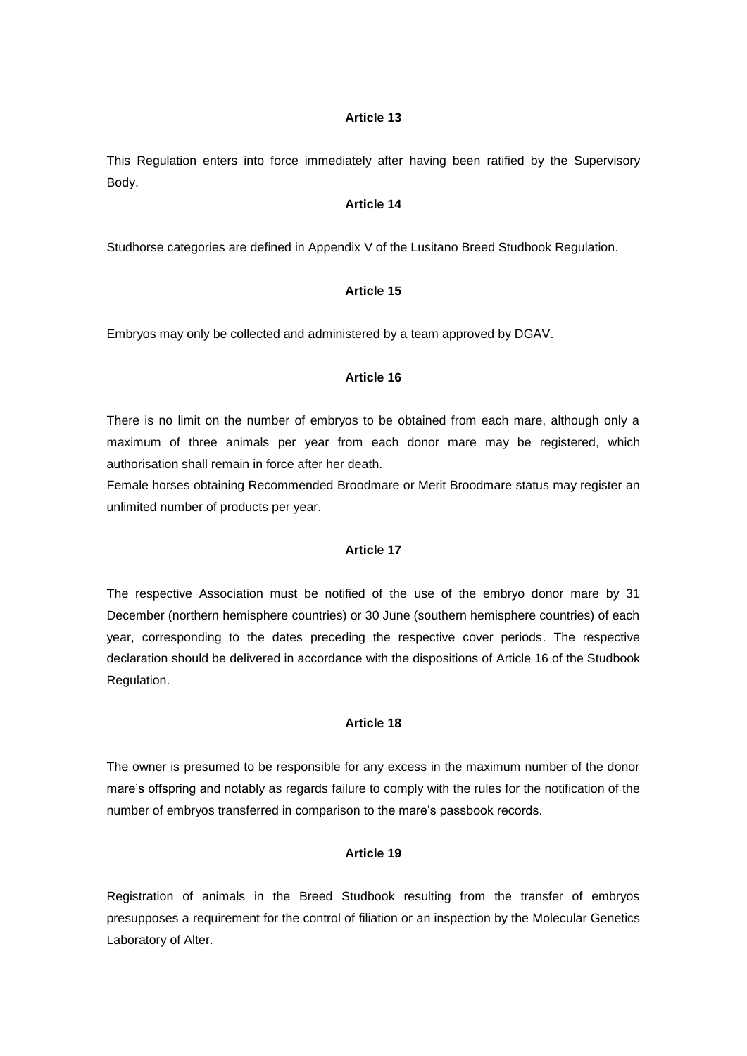**Article 13**

This Regulation enters into force immediately after having been ratified by the Supervisory Body.

**Article 14**

Studhorse categories are defined in Appendix V of the Lusitano Breed Studbook Regulation.

**Article 15**

Embryos may only be collected and administered by a team approved by DGAV.

**Article 16**

There is no limit on the number of embryos to be obtained from each mare, although only a maximum of three animals per year from each donor mare may be registered, which authorisation shall remain in force after her death.

Female horses obtaining Recommended Broodmare or Merit Broodmare status may register an unlimited number of products per year.

**Article 17**

The respective Association must be notified of the use of the embryo donor mare by 31 December (northern hemisphere countries) or 30 June (southern hemisphere countries) of each year, corresponding to the dates preceding the respective cover periods. The respective declaration should be delivered in accordance with the dispositions of Article 16 of the Studbook Regulation.

**Article 18**

The owner is presumed to be responsible for any excess in the maximum number of the donor mare's offspring and notably as regards failure to comply with the rules for the notification of the number of embryos transferred in comparison to the mare's passbook records.

**Article 19**

Registration of animals in the Breed Studbook resulting from the transfer of embryos presupposes a requirement for the control of filiation or an inspection by the Molecular Genetics Laboratory of Alter.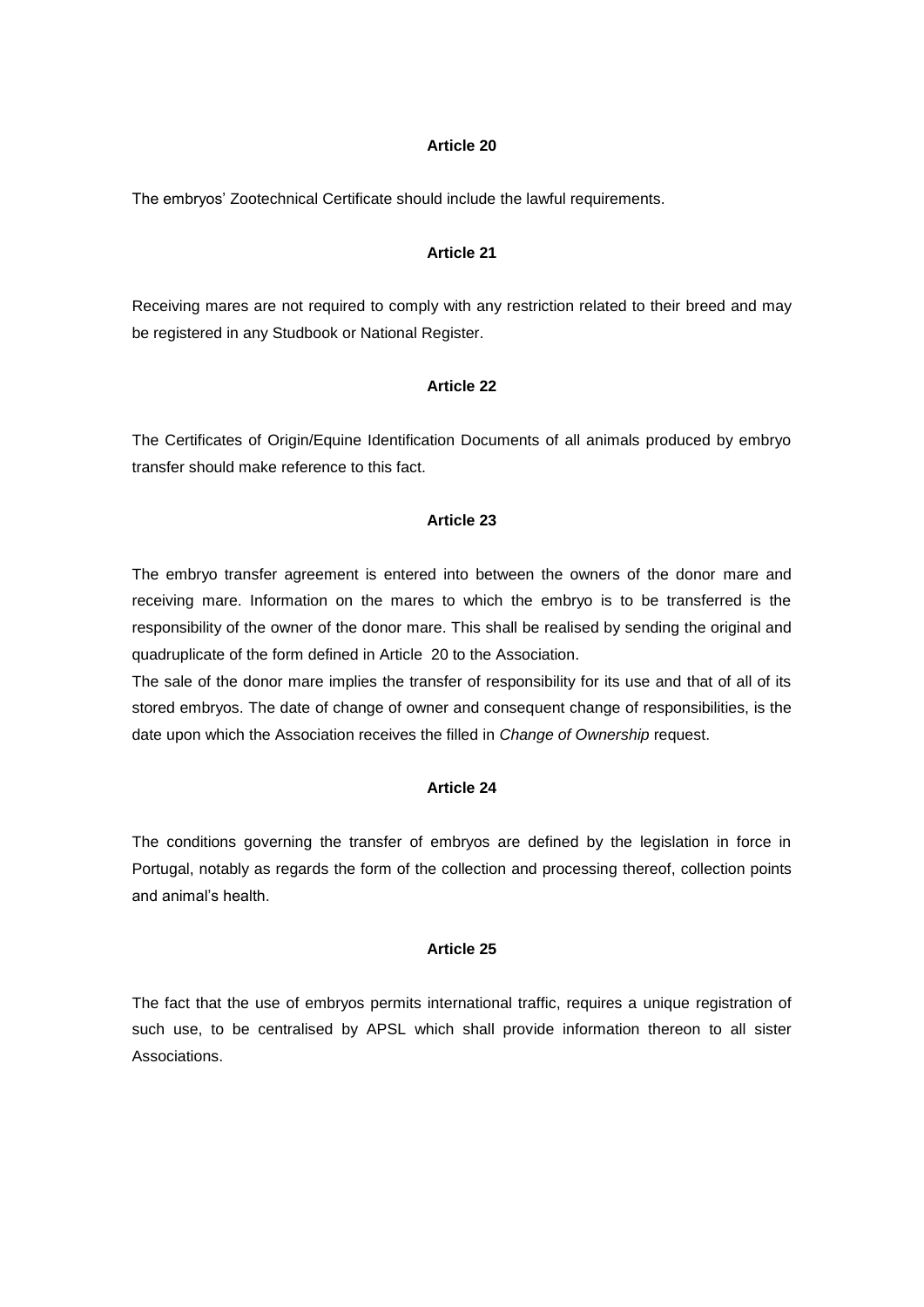**Article 20**

The embryos' Zootechnical Certificate should include the lawful requirements.

**Article 21**

Receiving mares are not required to comply with any restriction related to their breed and may be registered in any Studbook or National Register.

**Article 22**

The Certificates of Origin/Equine Identification Documents of all animals produced by embryo transfer should make reference to this fact.

**Article 23**

The embryo transfer agreement is entered into between the owners of the donor mare and receiving mare. Information on the mares to which the embryo is to be transferred is the responsibility of the owner of the donor mare. This shall be realised by sending the original and quadruplicate of the form defined in Article 20 to the Association.

The sale of the donor mare implies the transfer of responsibility for its use and that of all of its stored embryos. The date of change of owner and consequent change of responsibilities, is the date upon which the Association receives the filled in *Change of Ownership* request.

**Article 24**

The conditions governing the transfer of embryos are defined by the legislation in force in Portugal, notably as regards the form of the collection and processing thereof, collection points and animal's health.

**Article 25**

The fact that the use of embryos permits international traffic, requires a unique registration of such use, to be centralised by APSL which shall provide information thereon to all sister Associations.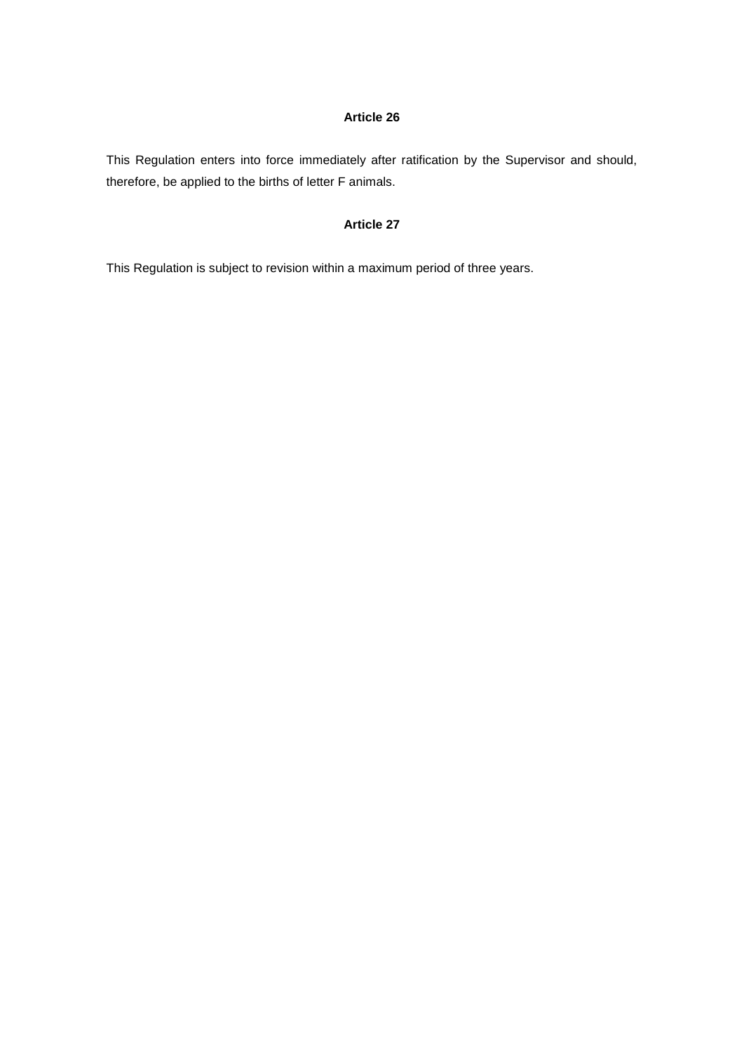### Article 26

This Regulation enters into force immediately after ratification by the Supervisor and should, therefore, be applied to the births of letter F animals.

### Article 27

This Regulation is subject to revision within a maximum period of three years.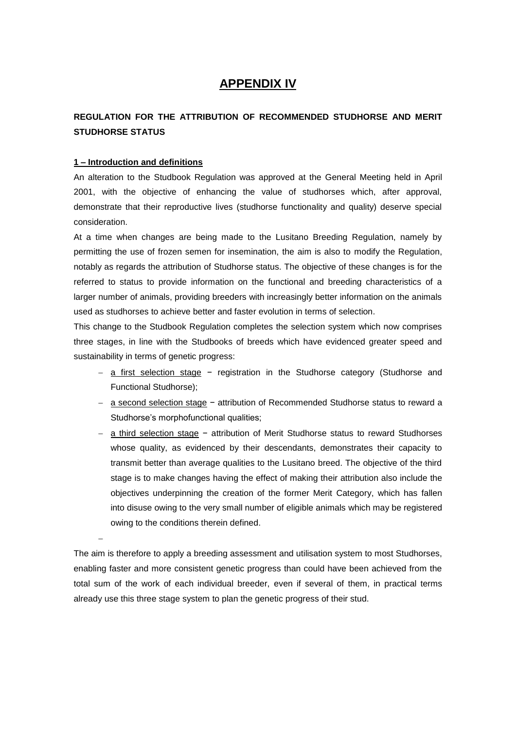# APPENDIX IV

## REGULATION FOR THE ATTRIBUTION OF RECOMMENDED STUDHORSE AND MERIT STUDHORSE STATUS

### 1 – Introduction and definitions

An alteration to the Studbook Regulation was approved at the General Meeting held in April 2001, with the objective of enhancing the value of studhorses which, after approval, demonstrate that their reproductive lives (studhorse functionality and quality) deserve special consideration.

At a time when changes are being made to the Lusitano Breeding Regulation, namely by permitting the use of frozen semen for insemination, the aim is also to modify the Regulation, notably as regards the attribution of Studhorse status. The objective of these changes is for the referred to status to provide information on the functional and breeding characteristics of a larger number of animals, providing breeders with increasingly better information on the animals used as studhorses to achieve better and faster evolution in terms of selection.

This change to the Studbook Regulation completes the selection system which now comprises three stages, in line with the Studbooks of breeds which have evidenced greater speed and sustainability in terms of genetic progress:

- a first selection stage − registration in the Studhorse category (Studhorse and Functional Studhorse);
- a second selection stage − attribution of Recommended Studhorse status to reward a Studhorse's morphofunctional qualities;
- a third selection stage − attribution of Merit Studhorse status to reward Studhorses whose quality, as evidenced by their descendants, demonstrates their capacity to transmit better than average qualities to the Lusitano breed. The objective of the third stage is to make changes having the effect of making their attribution also include the objectives underpinning the creation of the former Merit Category, which has fallen into disuse owing to the very small number of eligible animals which may be registered owing to the conditions therein defined.

The aim is therefore to apply a breeding assessment and utilisation system to most Studhorses, enabling faster and more consistent genetic progress than could have been achieved from the total sum of the work of each individual breeder, even if several of them, in practical terms already use this three stage system to plan the genetic progress of their stud.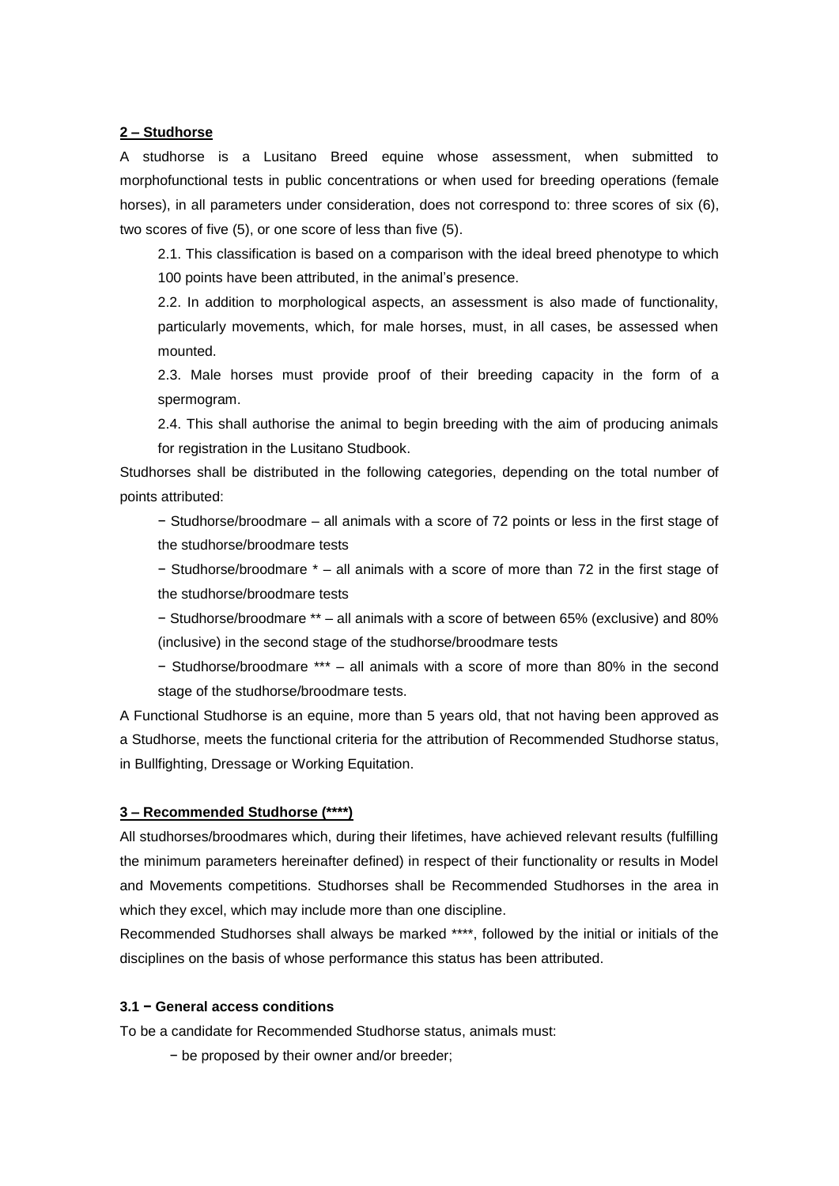## 2 – Studhorse

A studhorse is a Lusitano Breed equine whose assessment, when submitted to morphofunctional tests in public concentrations or when used for breeding operations (female horses), in all parameters under consideration, does not correspond to: three scores of six (6), two scores of five (5), or one score of less than five (5).

2.1. This classification is based on a comparison with the ideal breed phenotype to which 100 points have been attributed, in the animal's presence.

2.2. In addition to morphological aspects, an assessment is also made of functionality, particularly movements, which, for male horses, must, in all cases, be assessed when mounted.

2.3. Male horses must provide proof of their breeding capacity in the form of a spermogram.

2.4. This shall authorise the animal to begin breeding with the aim of producing animals for registration in the Lusitano Studbook.

Studhorses shall be distributed in the following categories, depending on the total number of points attributed:

− Studhorse/broodmare – all animals with a score of 72 points or less in the first stage of the studhorse/broodmare tests

− Studhorse/broodmare * – all animals with a score of more than 72 in the first stage of the studhorse/broodmare tests

− Studhorse/broodmare ** – all animals with a score of between 65% (exclusive) and 80% (inclusive) in the second stage of the studhorse/broodmare tests

− Studhorse/broodmare *** – all animals with a score of more than 80% in the second stage of the studhorse/broodmare tests.

A Functional Studhorse is an equine, more than 5 years old, that not having been approved as a Studhorse, meets the functional criteria for the attribution of Recommended Studhorse status, in Bullfighting, Dressage or Working Equitation.

## 3 – Recommended Studhorse (****)

All studhorses/broodmares which, during their lifetimes, have achieved relevant results (fulfilling the minimum parameters hereinafter defined) in respect of their functionality or results in Model and Movements competitions. Studhorses shall be Recommended Studhorses in the area in which they excel, which may include more than one discipline.

Recommended Studhorses shall always be marked ****, followed by the initial or initials of the disciplines on the basis of whose performance this status has been attributed.

### 3.1 − General access conditions

To be a candidate for Recommended Studhorse status, animals must:

− be proposed by their owner and/or breeder;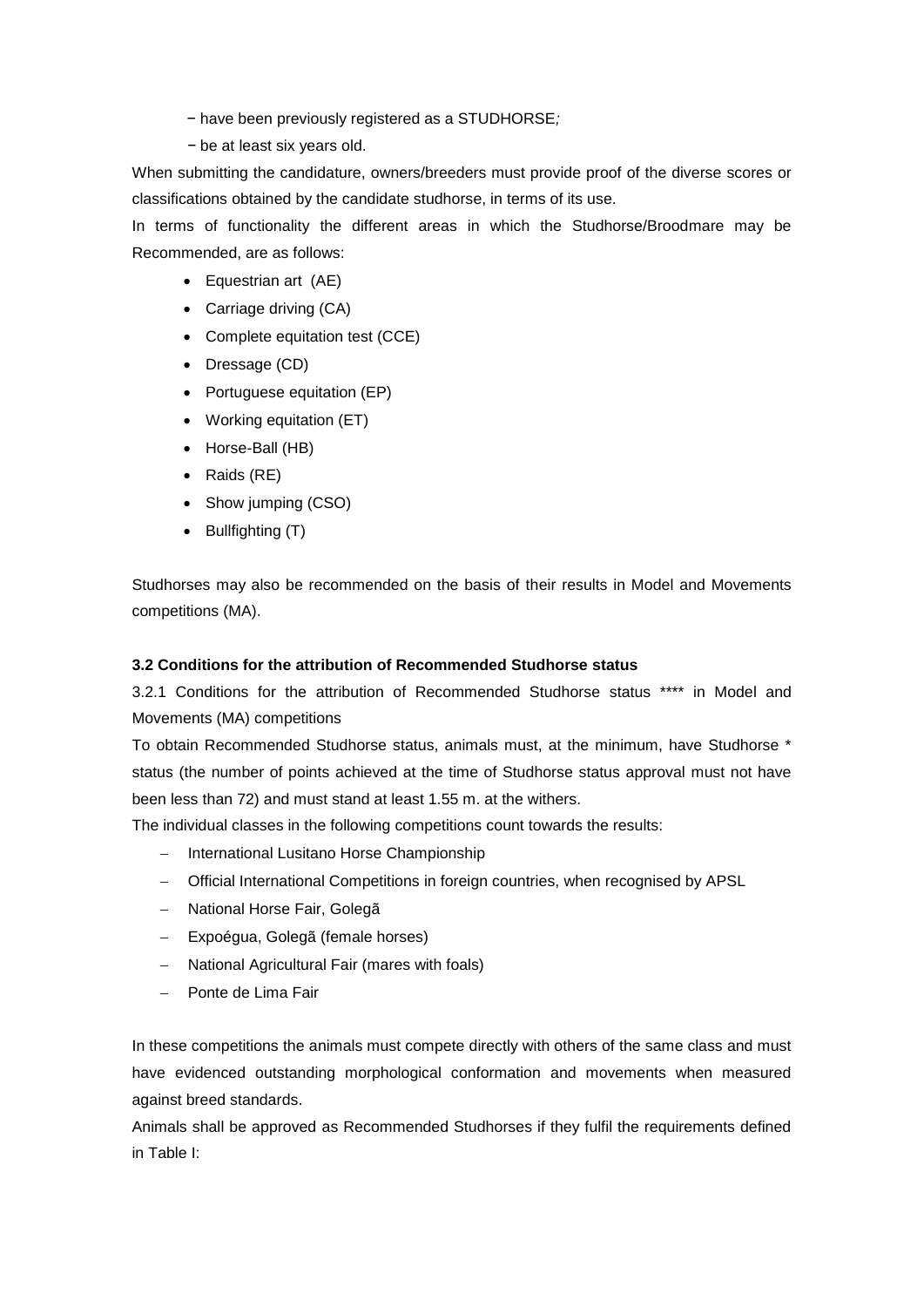− have been previously registered as a STUDHORSE;

− be at least six years old.

When submitting the candidature, owners/breeders must provide proof of the diverse scores or classifications obtained by the candidate studhorse, in terms of its use.

In terms of functionality the different areas in which the Studhorse/Broodmare may be Recommended, are as follows:

- Equestrian art (AE)
- Carriage driving (CA)
- Complete equitation test (CCE)
- Dressage (CD)
- Portuguese equitation (EP)
- Working equitation (ET)
- Horse-Ball (HB)
- Raids (RE)
- Show jumping (CSO)
- Bullfighting (T)

Studhorses may also be recommended on the basis of their results in Model and Movements competitions (MA).

**3.2 Conditions for the attribution of Recommended Studhorse status**

3.2.1 Conditions for the attribution of Recommended Studhorse status **** in Model and Movements (MA) competitions

To obtain Recommended Studhorse status, animals must, at the minimum, have Studhorse * status (the number of points achieved at the time of Studhorse status approval must not have been less than 72) and must stand at least 1.55 m. at the withers.

The individual classes in the following competitions count towards the results:

- International Lusitano Horse Championship
- Official International Competitions in foreign countries, when recognised by APSL
- National Horse Fair, Golegã
- Expoégua, Golegã (female horses)
- National Agricultural Fair (mares with foals)
- Ponte de Lima Fair

In these competitions the animals must compete directly with others of the same class and must have evidenced outstanding morphological conformation and movements when measured against breed standards.

Animals shall be approved as Recommended Studhorses if they fulfil the requirements defined in Table I: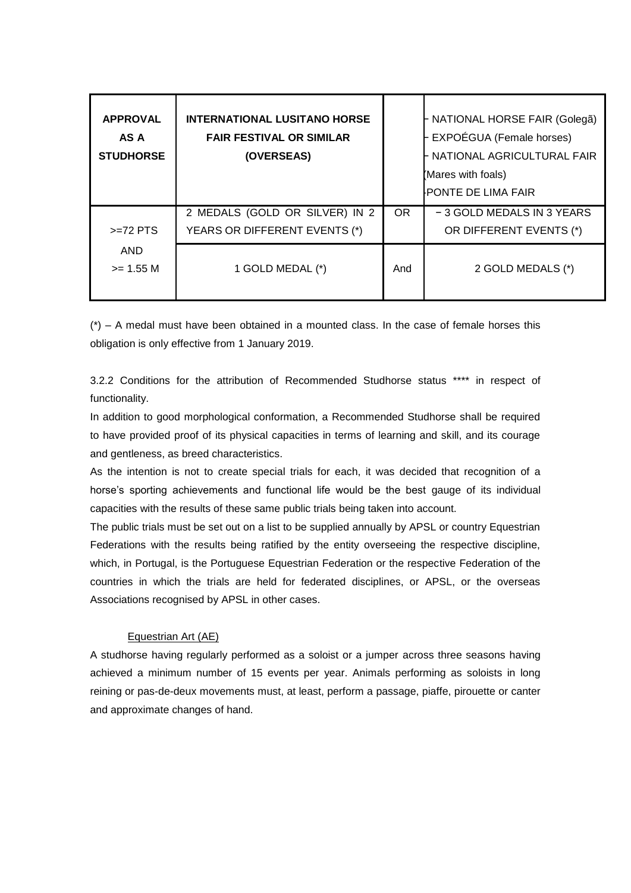| APPROVAL AS A STUDHORSE | INTERNATIONAL LUSITANO HORSE FAIR FESTIVAL OR SIMILAR (OVERSEAS) | | - NATIONAL HORSE FAIR (Golegã)<br>- EXPOÉGUA (Female horses)<br>- NATIONAL AGRICULTURAL FAIR (Mares with foals)<br>- PONTE DE LIMA FAIR |
|---|---|---|---|
| >=72 PTS AND >= 1.55 M | 2 MEDALS (GOLD OR SILVER) IN 2 YEARS OR DIFFERENT EVENTS (*) | OR | − 3 GOLD MEDALS IN 3 YEARS OR DIFFERENT EVENTS (*) |
| | 1 GOLD MEDAL (*) | And | 2 GOLD MEDALS (*) |

(*) – A medal must have been obtained in a mounted class. In the case of female horses this obligation is only effective from 1 January 2019.

3.2.2 Conditions for the attribution of Recommended Studhorse status **** in respect of functionality.

In addition to good morphological conformation, a Recommended Studhorse shall be required to have provided proof of its physical capacities in terms of learning and skill, and its courage and gentleness, as breed characteristics.

As the intention is not to create special trials for each, it was decided that recognition of a horse's sporting achievements and functional life would be the best gauge of its individual capacities with the results of these same public trials being taken into account.

The public trials must be set out on a list to be supplied annually by APSL or country Equestrian Federations with the results being ratified by the entity overseeing the respective discipline, which, in Portugal, is the Portuguese Equestrian Federation or the respective Federation of the countries in which the trials are held for federated disciplines, or APSL, or the overseas Associations recognised by APSL in other cases.

Equestrian Art (AE)

A studhorse having regularly performed as a soloist or a jumper across three seasons having achieved a minimum number of 15 events per year. Animals performing as soloists in long reining or pas-de-deux movements must, at least, perform a passage, piaffe, pirouette or canter and approximate changes of hand.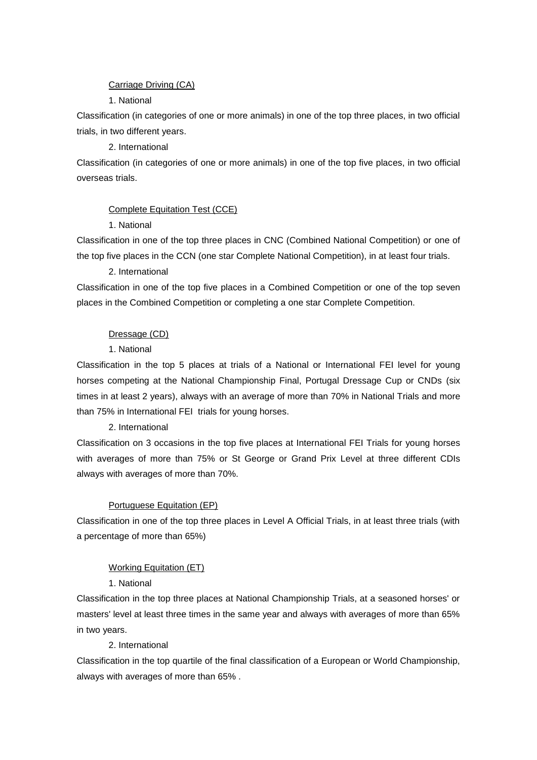<u>Carriage Driving (CA)</u>

1. National

Classification (in categories of one or more animals) in one of the top three places, in two official trials, in two different years.

2. International

Classification (in categories of one or more animals) in one of the top five places, in two official overseas trials.

<u>Complete Equitation Test (CCE)</u>

1. National

Classification in one of the top three places in CNC (Combined National Competition) or one of the top five places in the CCN (one star Complete National Competition), in at least four trials.

2. International

Classification in one of the top five places in a Combined Competition or one of the top seven places in the Combined Competition or completing a one star Complete Competition.

<u>Dressage (CD)</u>

1. National

Classification in the top 5 places at trials of a National or International FEI level for young horses competing at the National Championship Final, Portugal Dressage Cup or CNDs (six times in at least 2 years), always with an average of more than 70% in National Trials and more than 75% in International FEI trials for young horses.

2. International

Classification on 3 occasions in the top five places at International FEI Trials for young horses with averages of more than 75% or St George or Grand Prix Level at three different CDIs always with averages of more than 70%.

<u>Portuguese Equitation (EP)</u>

Classification in one of the top three places in Level A Official Trials, in at least three trials (with a percentage of more than 65%)

<u>Working Equitation (ET)</u>

1. National

Classification in the top three places at National Championship Trials, at a seasoned horses' or masters' level at least three times in the same year and always with averages of more than 65% in two years.

2. International

Classification in the top quartile of the final classification of a European or World Championship, always with averages of more than 65% .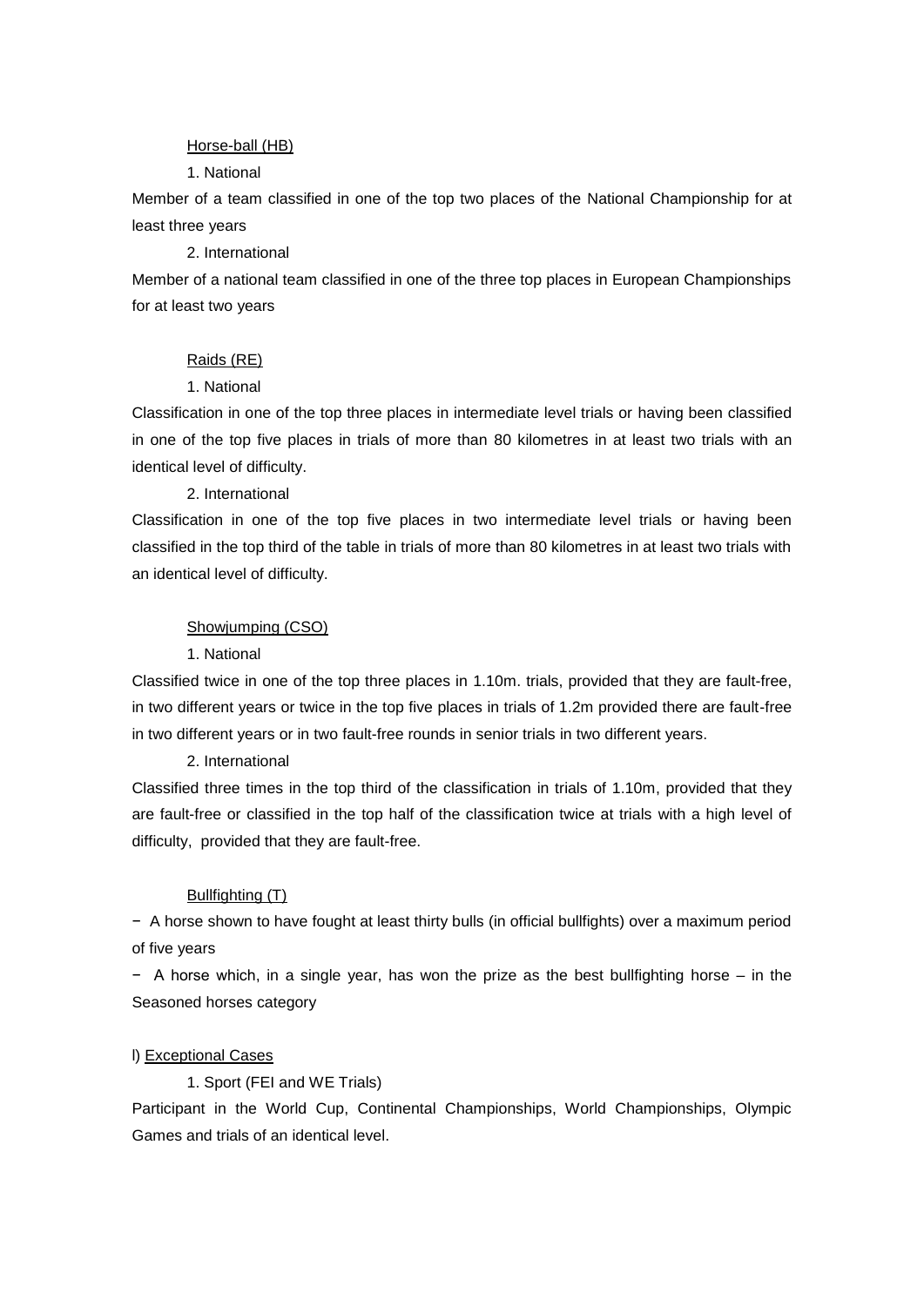Horse-ball (HB)

1. National

Member of a team classified in one of the top two places of the National Championship for at least three years

2. International

Member of a national team classified in one of the three top places in European Championships for at least two years

Raids (RE)

1. National

Classification in one of the top three places in intermediate level trials or having been classified in one of the top five places in trials of more than 80 kilometres in at least two trials with an identical level of difficulty.

2. International

Classification in one of the top five places in two intermediate level trials or having been classified in the top third of the table in trials of more than 80 kilometres in at least two trials with an identical level of difficulty.

Showjumping (CSO)

1. National

Classified twice in one of the top three places in 1.10m. trials, provided that they are fault-free, in two different years or twice in the top five places in trials of 1.2m provided there are fault-free in two different years or in two fault-free rounds in senior trials in two different years.

2. International

Classified three times in the top third of the classification in trials of 1.10m, provided that they are fault-free or classified in the top half of the classification twice at trials with a high level of difficulty, provided that they are fault-free.

Bullfighting (T)

− A horse shown to have fought at least thirty bulls (in official bullfights) over a maximum period of five years

− A horse which, in a single year, has won the prize as the best bullfighting horse – in the Seasoned horses category

l) Exceptional Cases

1. Sport (FEI and WE Trials)

Participant in the World Cup, Continental Championships, World Championships, Olympic Games and trials of an identical level.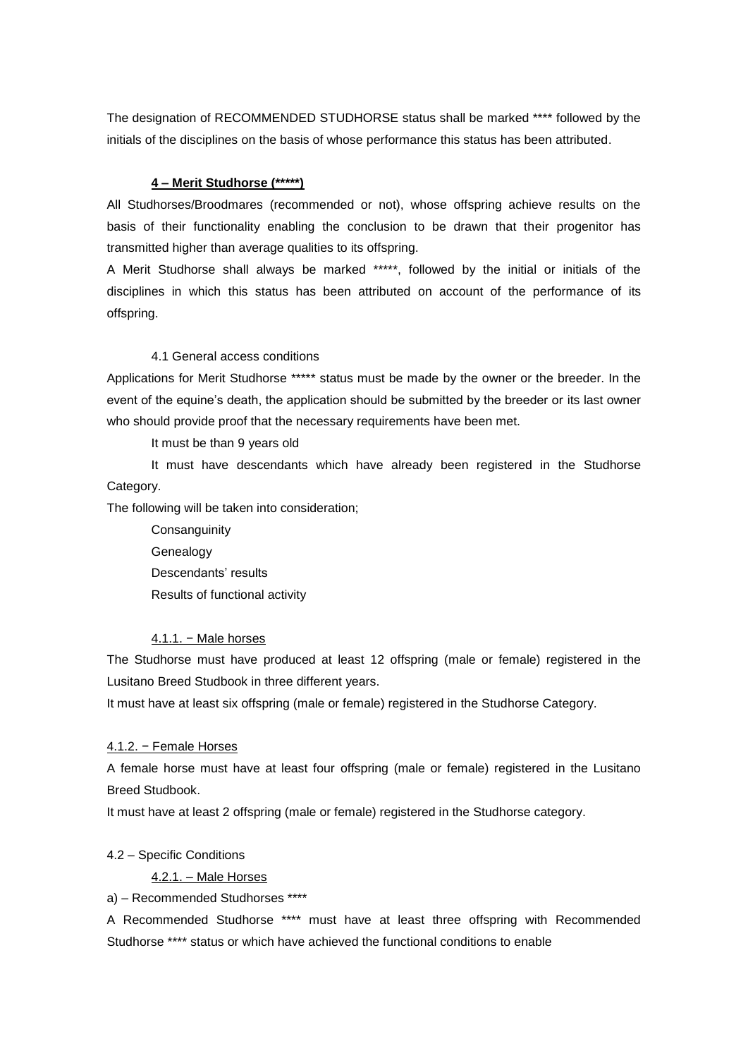The designation of RECOMMENDED STUDHORSE status shall be marked **** followed by the initials of the disciplines on the basis of whose performance this status has been attributed.

**4 – Merit Studhorse (*****)**

All Studhorses/Broodmares (recommended or not), whose offspring achieve results on the basis of their functionality enabling the conclusion to be drawn that their progenitor has transmitted higher than average qualities to its offspring.

A Merit Studhorse shall always be marked *****, followed by the initial or initials of the disciplines in which this status has been attributed on account of the performance of its offspring.

4.1 General access conditions

Applications for Merit Studhorse ***** status must be made by the owner or the breeder. In the event of the equine's death, the application should be submitted by the breeder or its last owner who should provide proof that the necessary requirements have been met.

It must be than 9 years old

It must have descendants which have already been registered in the Studhorse Category.

The following will be taken into consideration;

Consanguinity

Genealogy

Descendants' results

Results of functional activity

4.1.1. − Male horses

The Studhorse must have produced at least 12 offspring (male or female) registered in the Lusitano Breed Studbook in three different years.

It must have at least six offspring (male or female) registered in the Studhorse Category.

4.1.2. − Female Horses

A female horse must have at least four offspring (male or female) registered in the Lusitano Breed Studbook.

It must have at least 2 offspring (male or female) registered in the Studhorse category.

4.2 – Specific Conditions

4.2.1. – Male Horses

a) – Recommended Studhorses ****

A Recommended Studhorse **** must have at least three offspring with Recommended Studhorse **** status or which have achieved the functional conditions to enable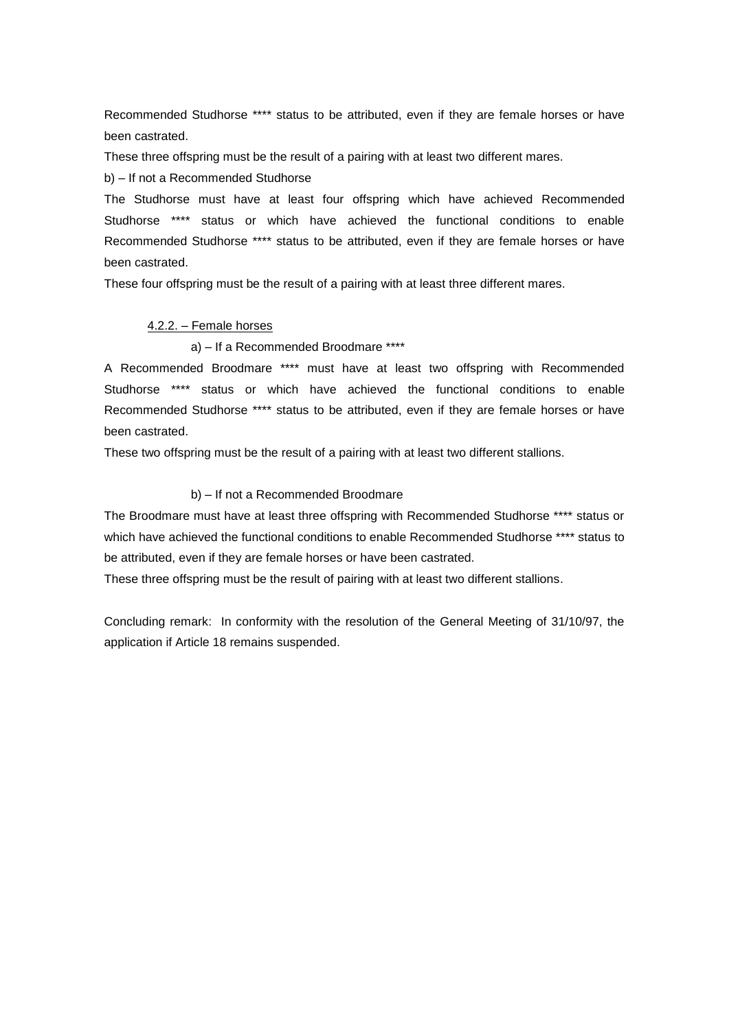Recommended Studhorse **** status to be attributed, even if they are female horses or have been castrated.

These three offspring must be the result of a pairing with at least two different mares.

b) – If not a Recommended Studhorse

The Studhorse must have at least four offspring which have achieved Recommended Studhorse **** status or which have achieved the functional conditions to enable Recommended Studhorse **** status to be attributed, even if they are female horses or have been castrated.

These four offspring must be the result of a pairing with at least three different mares.

<u>4.2.2. – Female horses</u>

a) – If a Recommended Broodmare ****

A Recommended Broodmare **** must have at least two offspring with Recommended Studhorse **** status or which have achieved the functional conditions to enable Recommended Studhorse **** status to be attributed, even if they are female horses or have been castrated.

These two offspring must be the result of a pairing with at least two different stallions.

b) – If not a Recommended Broodmare

The Broodmare must have at least three offspring with Recommended Studhorse **** status or which have achieved the functional conditions to enable Recommended Studhorse **** status to be attributed, even if they are female horses or have been castrated.

These three offspring must be the result of pairing with at least two different stallions.

Concluding remark: In conformity with the resolution of the General Meeting of 31/10/97, the application if Article 18 remains suspended.